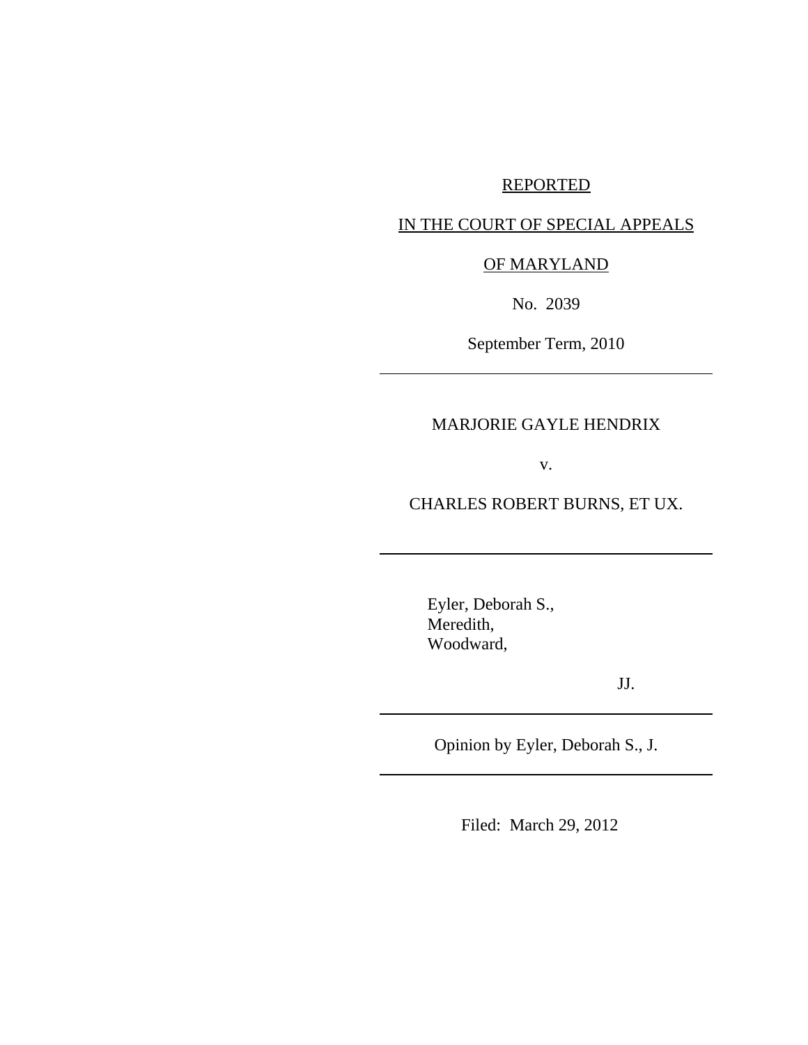REPORTED

IN THE COURT OF SPECIAL APPEALS

OF MARYLAND

No. 2039

September Term, 2010

---

MARJORIE GAYLE HENDRIX

v.

CHARLES ROBERT BURNS, ET UX.

---

Eyler, Deborah S.,
Meredith,
Woodward,

JJ.

---

Opinion by Eyler, Deborah S., J.

---

Filed: March 29, 2012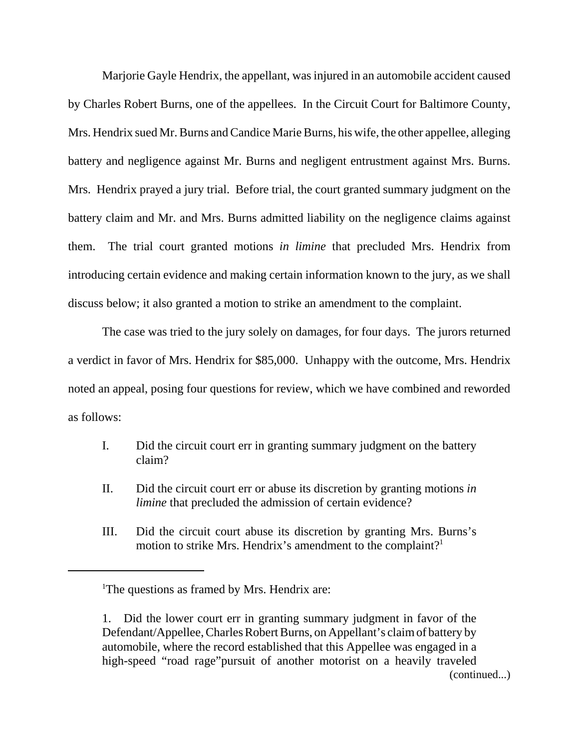Marjorie Gayle Hendrix, the appellant, was injured in an automobile accident caused by Charles Robert Burns, one of the appellees. In the Circuit Court for Baltimore County, Mrs. Hendrix sued Mr. Burns and Candice Marie Burns, his wife, the other appellee, alleging battery and negligence against Mr. Burns and negligent entrustment against Mrs. Burns. Mrs. Hendrix prayed a jury trial. Before trial, the court granted summary judgment on the battery claim and Mr. and Mrs. Burns admitted liability on the negligence claims against them. The trial court granted motions *in limine* that precluded Mrs. Hendrix from introducing certain evidence and making certain information known to the jury, as we shall discuss below; it also granted a motion to strike an amendment to the complaint.

The case was tried to the jury solely on damages, for four days. The jurors returned a verdict in favor of Mrs. Hendrix for $85,000. Unhappy with the outcome, Mrs. Hendrix noted an appeal, posing four questions for review, which we have combined and reworded as follows:

I. Did the circuit court err in granting summary judgment on the battery claim?

II. Did the circuit court err or abuse its discretion by granting motions *in limine* that precluded the admission of certain evidence?

III. Did the circuit court abuse its discretion by granting Mrs. Burns's motion to strike Mrs. Hendrix's amendment to the complaint?[1]

---

[1]The questions as framed by Mrs. Hendrix are:

1. Did the lower court err in granting summary judgment in favor of the Defendant/Appellee, Charles Robert Burns, on Appellant's claim of battery by automobile, where the record established that this Appellee was engaged in a high-speed "road rage"pursuit of another motorist on a heavily traveled (continued...)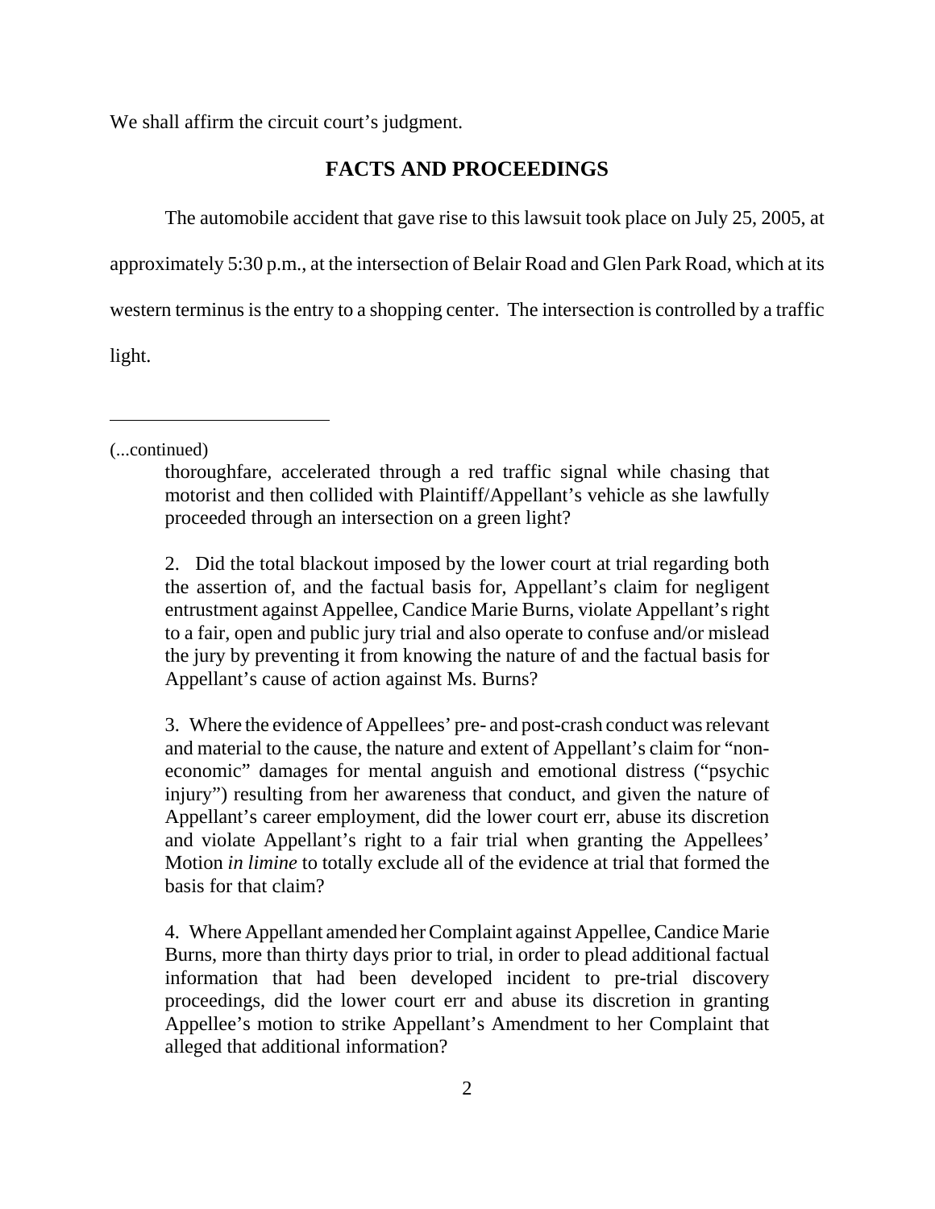We shall affirm the circuit court's judgment.

## FACTS AND PROCEEDINGS

The automobile accident that gave rise to this lawsuit took place on July 25, 2005, at approximately 5:30 p.m., at the intersection of Belair Road and Glen Park Road, which at its western terminus is the entry to a shopping center. The intersection is controlled by a traffic light.

---

(...continued)

> thoroughfare, accelerated through a red traffic signal while chasing that motorist and then collided with Plaintiff/Appellant's vehicle as she lawfully proceeded through an intersection on a green light?
>
> 2. Did the total blackout imposed by the lower court at trial regarding both the assertion of, and the factual basis for, Appellant's claim for negligent entrustment against Appellee, Candice Marie Burns, violate Appellant's right to a fair, open and public jury trial and also operate to confuse and/or mislead the jury by preventing it from knowing the nature of and the factual basis for Appellant's cause of action against Ms. Burns?
>
> 3. Where the evidence of Appellees' pre- and post-crash conduct was relevant and material to the cause, the nature and extent of Appellant's claim for "non-economic" damages for mental anguish and emotional distress ("psychic injury") resulting from her awareness that conduct, and given the nature of Appellant's career employment, did the lower court err, abuse its discretion and violate Appellant's right to a fair trial when granting the Appellees' Motion *in limine* to totally exclude all of the evidence at trial that formed the basis for that claim?
>
> 4. Where Appellant amended her Complaint against Appellee, Candice Marie Burns, more than thirty days prior to trial, in order to plead additional factual information that had been developed incident to pre-trial discovery proceedings, did the lower court err and abuse its discretion in granting Appellee's motion to strike Appellant's Amendment to her Complaint that alleged that additional information?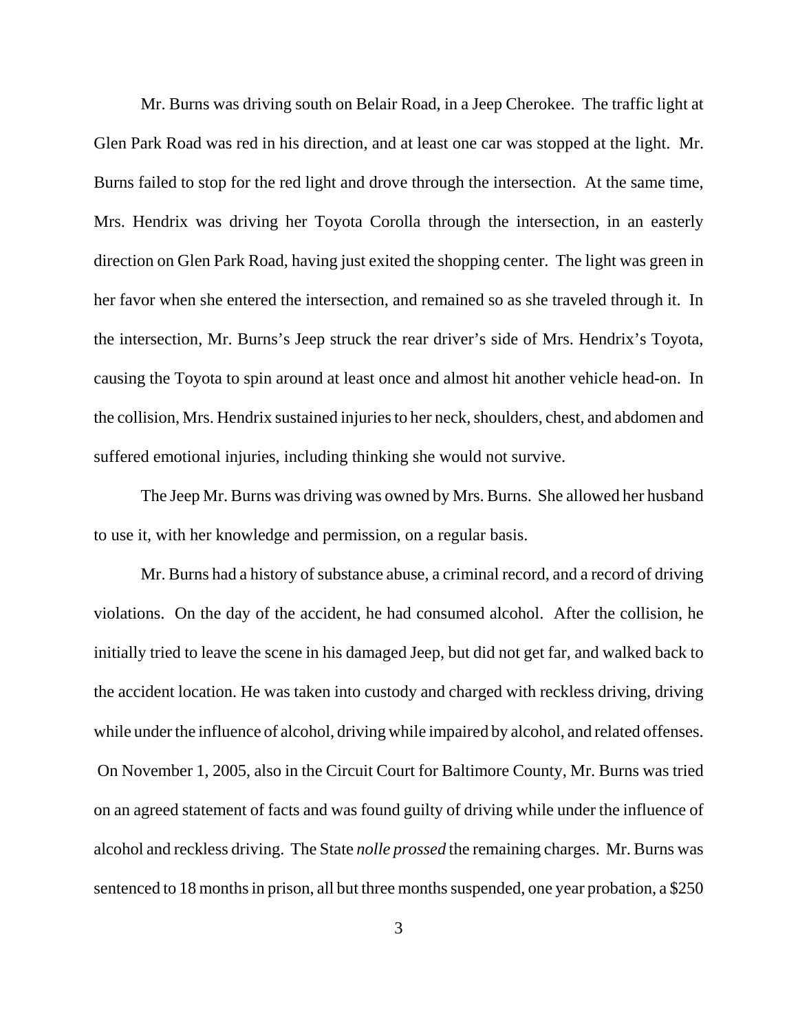Mr. Burns was driving south on Belair Road, in a Jeep Cherokee. The traffic light at Glen Park Road was red in his direction, and at least one car was stopped at the light. Mr. Burns failed to stop for the red light and drove through the intersection. At the same time, Mrs. Hendrix was driving her Toyota Corolla through the intersection, in an easterly direction on Glen Park Road, having just exited the shopping center. The light was green in her favor when she entered the intersection, and remained so as she traveled through it. In the intersection, Mr. Burns's Jeep struck the rear driver's side of Mrs. Hendrix's Toyota, causing the Toyota to spin around at least once and almost hit another vehicle head-on. In the collision, Mrs. Hendrix sustained injuries to her neck, shoulders, chest, and abdomen and suffered emotional injuries, including thinking she would not survive.

The Jeep Mr. Burns was driving was owned by Mrs. Burns. She allowed her husband to use it, with her knowledge and permission, on a regular basis.

Mr. Burns had a history of substance abuse, a criminal record, and a record of driving violations. On the day of the accident, he had consumed alcohol. After the collision, he initially tried to leave the scene in his damaged Jeep, but did not get far, and walked back to the accident location. He was taken into custody and charged with reckless driving, driving while under the influence of alcohol, driving while impaired by alcohol, and related offenses. On November 1, 2005, also in the Circuit Court for Baltimore County, Mr. Burns was tried on an agreed statement of facts and was found guilty of driving while under the influence of alcohol and reckless driving. The State *nolle prossed* the remaining charges. Mr. Burns was sentenced to 18 months in prison, all but three months suspended, one year probation, a $250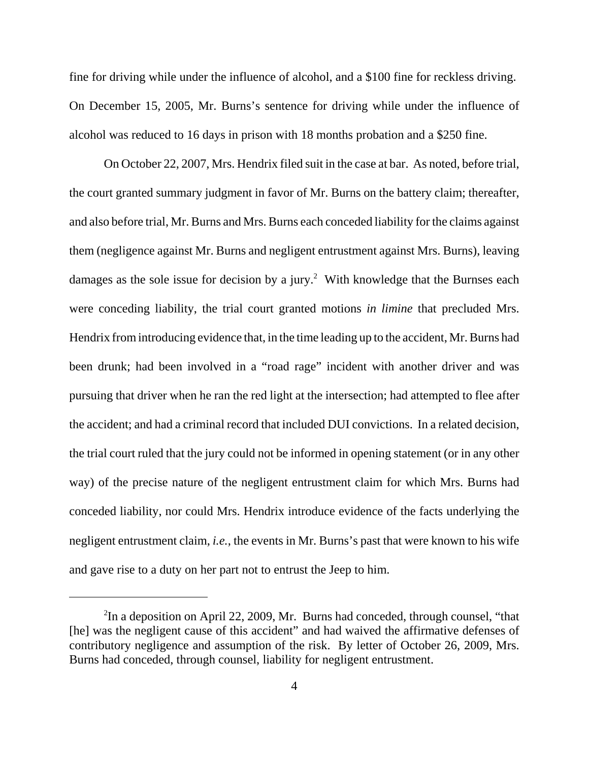fine for driving while under the influence of alcohol, and a $100 fine for reckless driving. On December 15, 2005, Mr. Burns's sentence for driving while under the influence of alcohol was reduced to 16 days in prison with 18 months probation and a $250 fine.

On October 22, 2007, Mrs. Hendrix filed suit in the case at bar. As noted, before trial, the court granted summary judgment in favor of Mr. Burns on the battery claim; thereafter, and also before trial, Mr. Burns and Mrs. Burns each conceded liability for the claims against them (negligence against Mr. Burns and negligent entrustment against Mrs. Burns), leaving damages as the sole issue for decision by a jury.[2] With knowledge that the Burnses each were conceding liability, the trial court granted motions *in limine* that precluded Mrs. Hendrix from introducing evidence that, in the time leading up to the accident, Mr. Burns had been drunk; had been involved in a "road rage" incident with another driver and was pursuing that driver when he ran the red light at the intersection; had attempted to flee after the accident; and had a criminal record that included DUI convictions. In a related decision, the trial court ruled that the jury could not be informed in opening statement (or in any other way) of the precise nature of the negligent entrustment claim for which Mrs. Burns had conceded liability, nor could Mrs. Hendrix introduce evidence of the facts underlying the negligent entrustment claim, *i.e.*, the events in Mr. Burns's past that were known to his wife and gave rise to a duty on her part not to entrust the Jeep to him.

[2]In a deposition on April 22, 2009, Mr. Burns had conceded, through counsel, "that [he] was the negligent cause of this accident" and had waived the affirmative defenses of contributory negligence and assumption of the risk. By letter of October 26, 2009, Mrs. Burns had conceded, through counsel, liability for negligent entrustment.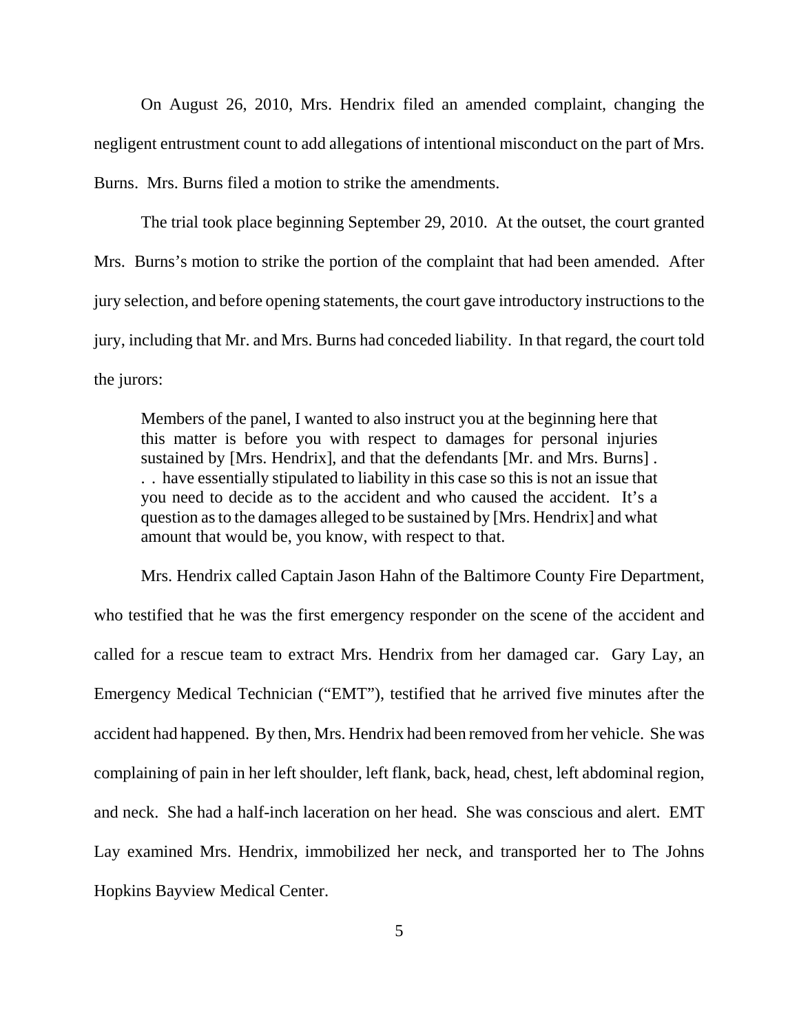On August 26, 2010, Mrs. Hendrix filed an amended complaint, changing the negligent entrustment count to add allegations of intentional misconduct on the part of Mrs. Burns. Mrs. Burns filed a motion to strike the amendments.

The trial took place beginning September 29, 2010. At the outset, the court granted Mrs. Burns's motion to strike the portion of the complaint that had been amended. After jury selection, and before opening statements, the court gave introductory instructions to the jury, including that Mr. and Mrs. Burns had conceded liability. In that regard, the court told the jurors:

> Members of the panel, I wanted to also instruct you at the beginning here that this matter is before you with respect to damages for personal injuries sustained by [Mrs. Hendrix], and that the defendants [Mr. and Mrs. Burns] . . . have essentially stipulated to liability in this case so this is not an issue that you need to decide as to the accident and who caused the accident. It's a question as to the damages alleged to be sustained by [Mrs. Hendrix] and what amount that would be, you know, with respect to that.

Mrs. Hendrix called Captain Jason Hahn of the Baltimore County Fire Department, who testified that he was the first emergency responder on the scene of the accident and called for a rescue team to extract Mrs. Hendrix from her damaged car. Gary Lay, an Emergency Medical Technician ("EMT"), testified that he arrived five minutes after the accident had happened. By then, Mrs. Hendrix had been removed from her vehicle. She was complaining of pain in her left shoulder, left flank, back, head, chest, left abdominal region, and neck. She had a half-inch laceration on her head. She was conscious and alert. EMT Lay examined Mrs. Hendrix, immobilized her neck, and transported her to The Johns Hopkins Bayview Medical Center.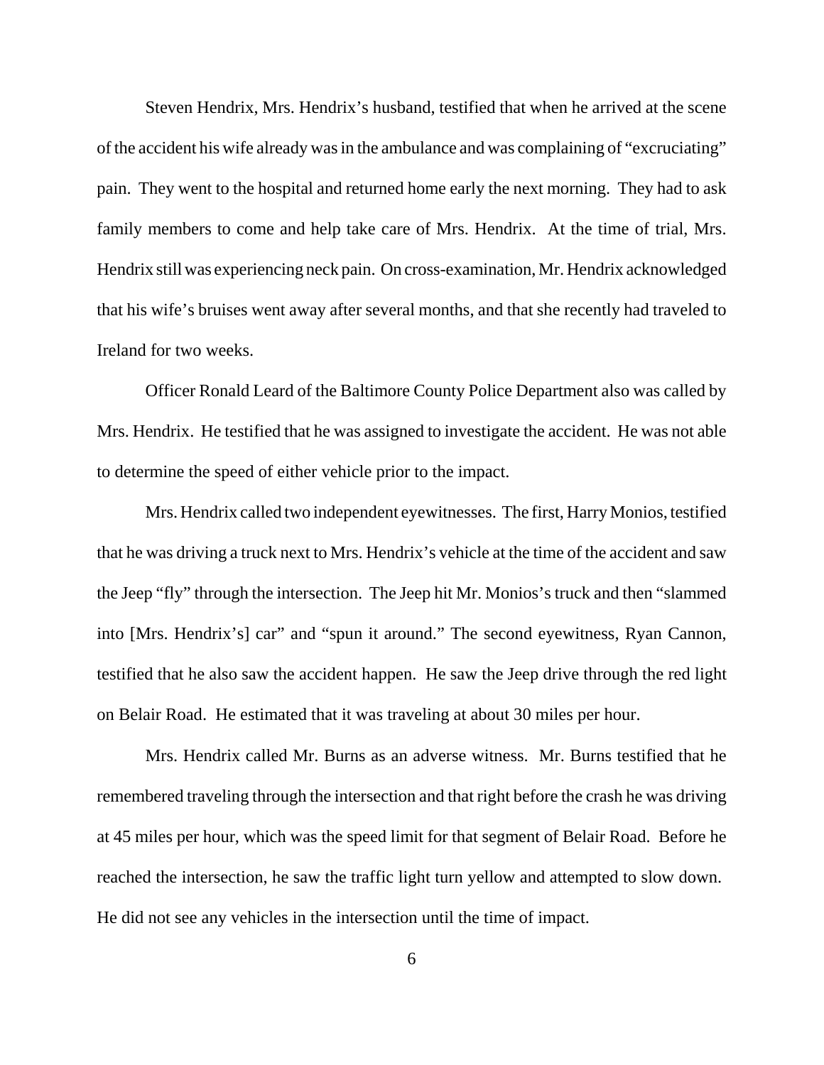Steven Hendrix, Mrs. Hendrix's husband, testified that when he arrived at the scene of the accident his wife already was in the ambulance and was complaining of "excruciating" pain. They went to the hospital and returned home early the next morning. They had to ask family members to come and help take care of Mrs. Hendrix. At the time of trial, Mrs. Hendrix still was experiencing neck pain. On cross-examination, Mr. Hendrix acknowledged that his wife's bruises went away after several months, and that she recently had traveled to Ireland for two weeks.

Officer Ronald Leard of the Baltimore County Police Department also was called by Mrs. Hendrix. He testified that he was assigned to investigate the accident. He was not able to determine the speed of either vehicle prior to the impact.

Mrs. Hendrix called two independent eyewitnesses. The first, Harry Monios, testified that he was driving a truck next to Mrs. Hendrix's vehicle at the time of the accident and saw the Jeep "fly" through the intersection. The Jeep hit Mr. Monios's truck and then "slammed into [Mrs. Hendrix's] car" and "spun it around." The second eyewitness, Ryan Cannon, testified that he also saw the accident happen. He saw the Jeep drive through the red light on Belair Road. He estimated that it was traveling at about 30 miles per hour.

Mrs. Hendrix called Mr. Burns as an adverse witness. Mr. Burns testified that he remembered traveling through the intersection and that right before the crash he was driving at 45 miles per hour, which was the speed limit for that segment of Belair Road. Before he reached the intersection, he saw the traffic light turn yellow and attempted to slow down. He did not see any vehicles in the intersection until the time of impact.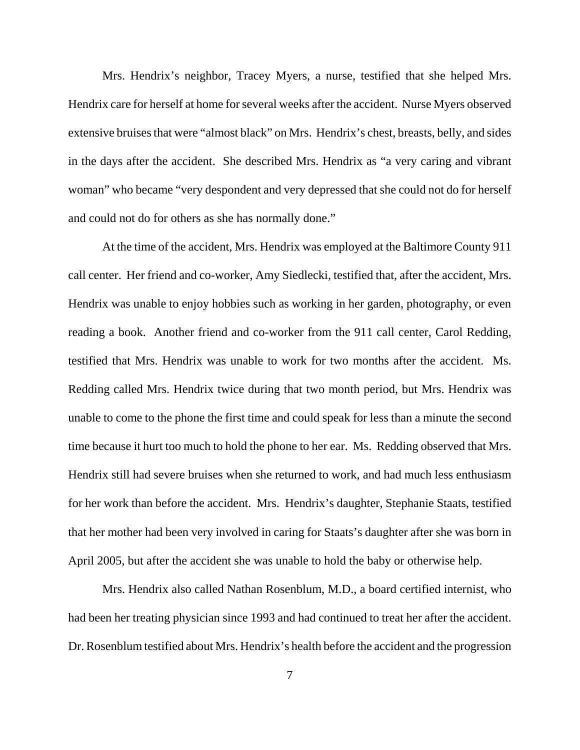Mrs. Hendrix's neighbor, Tracey Myers, a nurse, testified that she helped Mrs. Hendrix care for herself at home for several weeks after the accident. Nurse Myers observed extensive bruises that were "almost black" on Mrs. Hendrix's chest, breasts, belly, and sides in the days after the accident. She described Mrs. Hendrix as "a very caring and vibrant woman" who became "very despondent and very depressed that she could not do for herself and could not do for others as she has normally done."

At the time of the accident, Mrs. Hendrix was employed at the Baltimore County 911 call center. Her friend and co-worker, Amy Siedlecki, testified that, after the accident, Mrs. Hendrix was unable to enjoy hobbies such as working in her garden, photography, or even reading a book. Another friend and co-worker from the 911 call center, Carol Redding, testified that Mrs. Hendrix was unable to work for two months after the accident. Ms. Redding called Mrs. Hendrix twice during that two month period, but Mrs. Hendrix was unable to come to the phone the first time and could speak for less than a minute the second time because it hurt too much to hold the phone to her ear. Ms. Redding observed that Mrs. Hendrix still had severe bruises when she returned to work, and had much less enthusiasm for her work than before the accident. Mrs. Hendrix's daughter, Stephanie Staats, testified that her mother had been very involved in caring for Staats's daughter after she was born in April 2005, but after the accident she was unable to hold the baby or otherwise help.

Mrs. Hendrix also called Nathan Rosenblum, M.D., a board certified internist, who had been her treating physician since 1993 and had continued to treat her after the accident. Dr. Rosenblum testified about Mrs. Hendrix's health before the accident and the progression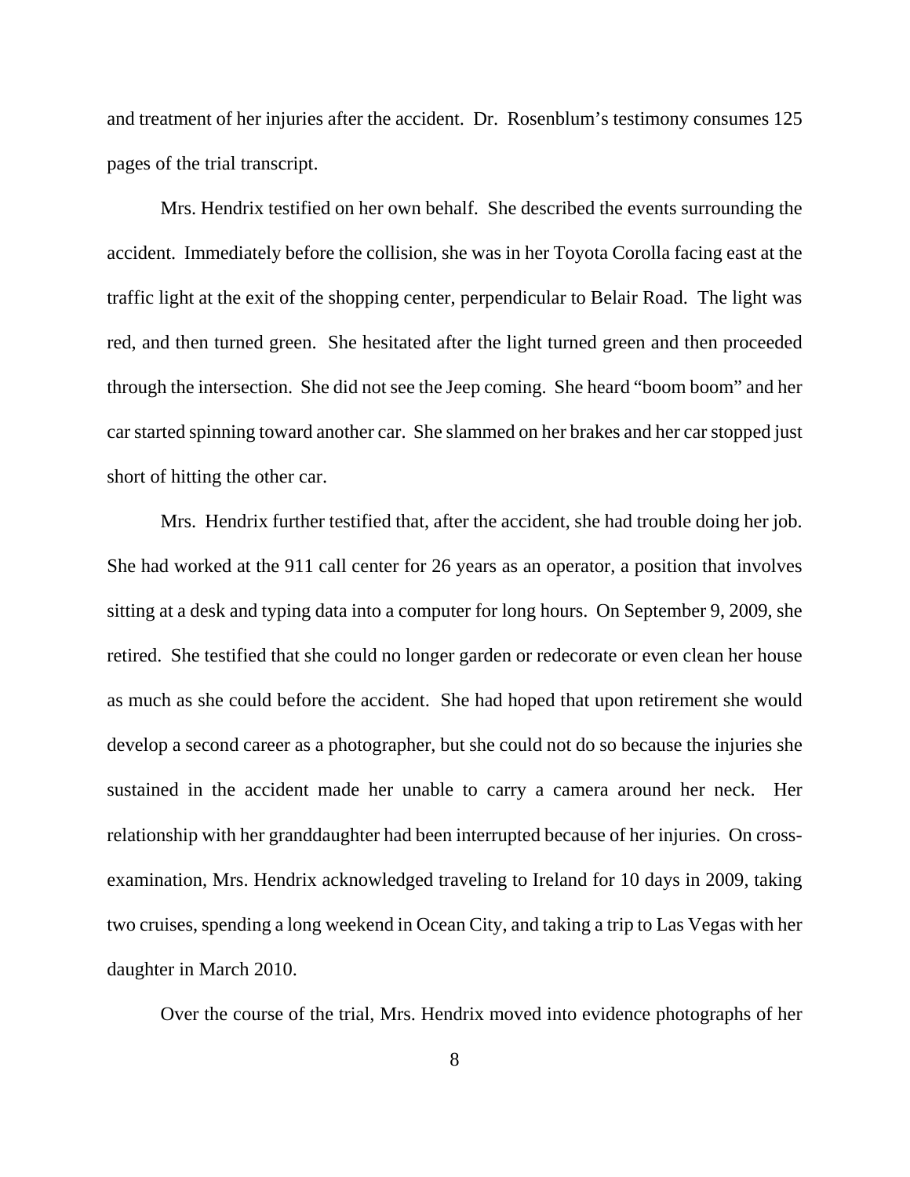and treatment of her injuries after the accident. Dr. Rosenblum's testimony consumes 125 pages of the trial transcript.

Mrs. Hendrix testified on her own behalf. She described the events surrounding the accident. Immediately before the collision, she was in her Toyota Corolla facing east at the traffic light at the exit of the shopping center, perpendicular to Belair Road. The light was red, and then turned green. She hesitated after the light turned green and then proceeded through the intersection. She did not see the Jeep coming. She heard "boom boom" and her car started spinning toward another car. She slammed on her brakes and her car stopped just short of hitting the other car.

Mrs. Hendrix further testified that, after the accident, she had trouble doing her job. She had worked at the 911 call center for 26 years as an operator, a position that involves sitting at a desk and typing data into a computer for long hours. On September 9, 2009, she retired. She testified that she could no longer garden or redecorate or even clean her house as much as she could before the accident. She had hoped that upon retirement she would develop a second career as a photographer, but she could not do so because the injuries she sustained in the accident made her unable to carry a camera around her neck. Her relationship with her granddaughter had been interrupted because of her injuries. On cross-examination, Mrs. Hendrix acknowledged traveling to Ireland for 10 days in 2009, taking two cruises, spending a long weekend in Ocean City, and taking a trip to Las Vegas with her daughter in March 2010.

Over the course of the trial, Mrs. Hendrix moved into evidence photographs of her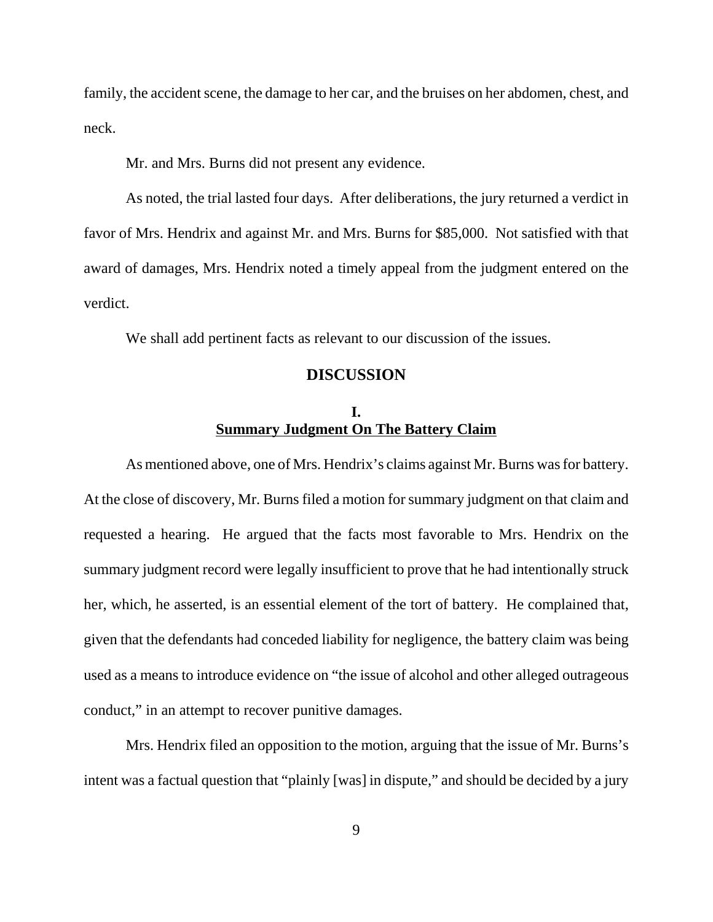family, the accident scene, the damage to her car, and the bruises on her abdomen, chest, and neck.

Mr. and Mrs. Burns did not present any evidence.

As noted, the trial lasted four days. After deliberations, the jury returned a verdict in favor of Mrs. Hendrix and against Mr. and Mrs. Burns for $85,000. Not satisfied with that award of damages, Mrs. Hendrix noted a timely appeal from the judgment entered on the verdict.

We shall add pertinent facts as relevant to our discussion of the issues.

## DISCUSSION

### I.
### Summary Judgment On The Battery Claim

As mentioned above, one of Mrs. Hendrix's claims against Mr. Burns was for battery. At the close of discovery, Mr. Burns filed a motion for summary judgment on that claim and requested a hearing. He argued that the facts most favorable to Mrs. Hendrix on the summary judgment record were legally insufficient to prove that he had intentionally struck her, which, he asserted, is an essential element of the tort of battery. He complained that, given that the defendants had conceded liability for negligence, the battery claim was being used as a means to introduce evidence on "the issue of alcohol and other alleged outrageous conduct," in an attempt to recover punitive damages.

Mrs. Hendrix filed an opposition to the motion, arguing that the issue of Mr. Burns's intent was a factual question that "plainly [was] in dispute," and should be decided by a jury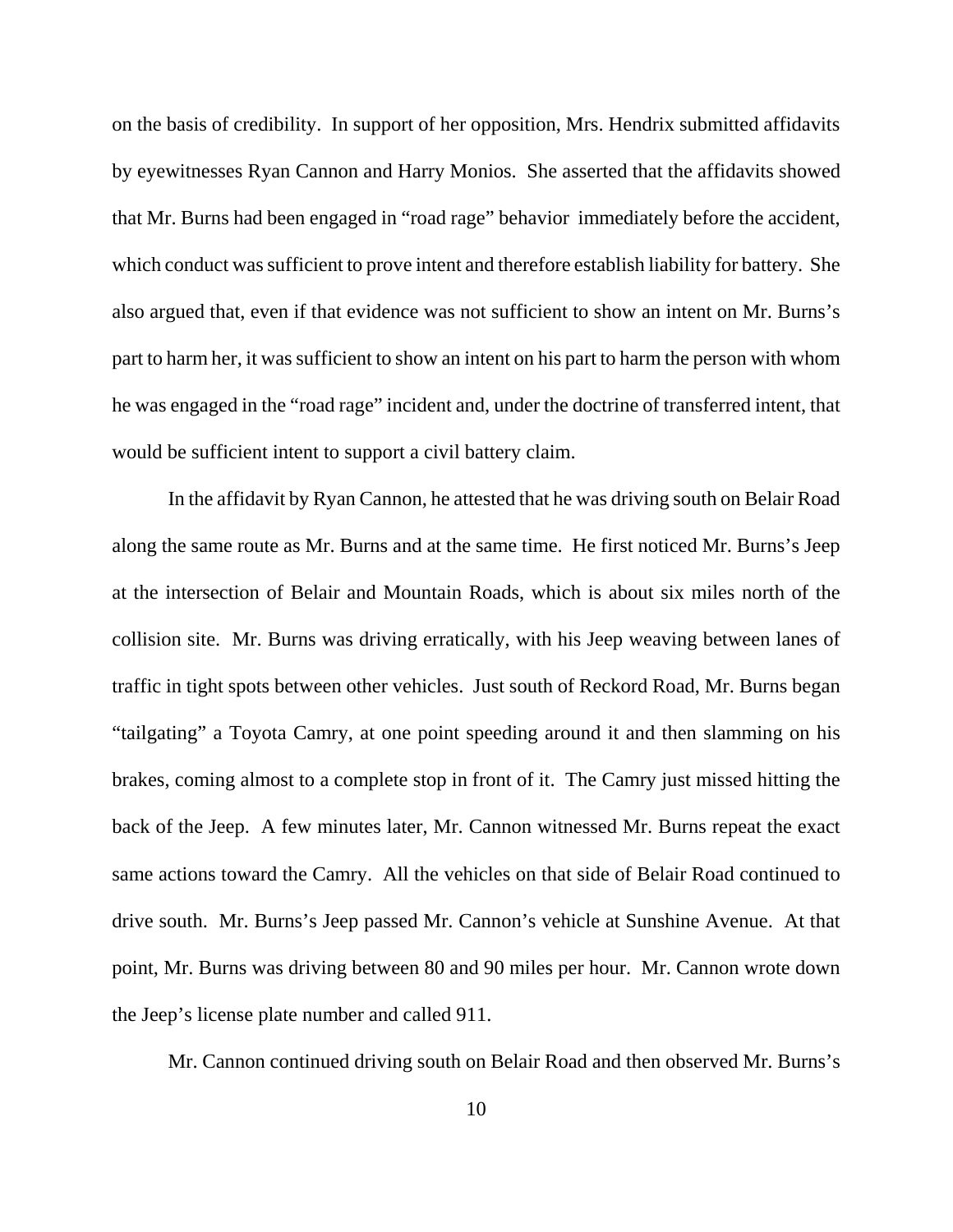on the basis of credibility. In support of her opposition, Mrs. Hendrix submitted affidavits by eyewitnesses Ryan Cannon and Harry Monios. She asserted that the affidavits showed that Mr. Burns had been engaged in "road rage" behavior immediately before the accident, which conduct was sufficient to prove intent and therefore establish liability for battery. She also argued that, even if that evidence was not sufficient to show an intent on Mr. Burns's part to harm her, it was sufficient to show an intent on his part to harm the person with whom he was engaged in the "road rage" incident and, under the doctrine of transferred intent, that would be sufficient intent to support a civil battery claim.

In the affidavit by Ryan Cannon, he attested that he was driving south on Belair Road along the same route as Mr. Burns and at the same time. He first noticed Mr. Burns's Jeep at the intersection of Belair and Mountain Roads, which is about six miles north of the collision site. Mr. Burns was driving erratically, with his Jeep weaving between lanes of traffic in tight spots between other vehicles. Just south of Reckord Road, Mr. Burns began "tailgating" a Toyota Camry, at one point speeding around it and then slamming on his brakes, coming almost to a complete stop in front of it. The Camry just missed hitting the back of the Jeep. A few minutes later, Mr. Cannon witnessed Mr. Burns repeat the exact same actions toward the Camry. All the vehicles on that side of Belair Road continued to drive south. Mr. Burns's Jeep passed Mr. Cannon's vehicle at Sunshine Avenue. At that point, Mr. Burns was driving between 80 and 90 miles per hour. Mr. Cannon wrote down the Jeep's license plate number and called 911.

Mr. Cannon continued driving south on Belair Road and then observed Mr. Burns's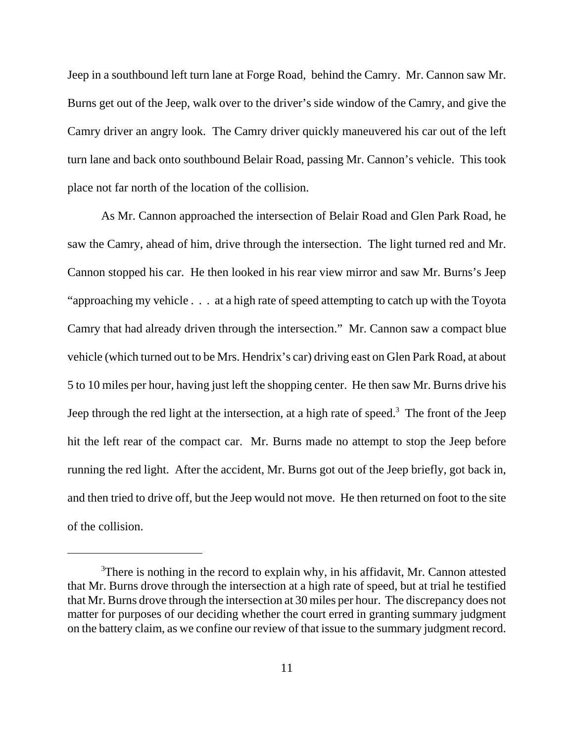Jeep in a southbound left turn lane at Forge Road, behind the Camry. Mr. Cannon saw Mr. Burns get out of the Jeep, walk over to the driver's side window of the Camry, and give the Camry driver an angry look. The Camry driver quickly maneuvered his car out of the left turn lane and back onto southbound Belair Road, passing Mr. Cannon's vehicle. This took place not far north of the location of the collision.

As Mr. Cannon approached the intersection of Belair Road and Glen Park Road, he saw the Camry, ahead of him, drive through the intersection. The light turned red and Mr. Cannon stopped his car. He then looked in his rear view mirror and saw Mr. Burns's Jeep "approaching my vehicle . . . at a high rate of speed attempting to catch up with the Toyota Camry that had already driven through the intersection." Mr. Cannon saw a compact blue vehicle (which turned out to be Mrs. Hendrix's car) driving east on Glen Park Road, at about 5 to 10 miles per hour, having just left the shopping center. He then saw Mr. Burns drive his Jeep through the red light at the intersection, at a high rate of speed.[3] The front of the Jeep hit the left rear of the compact car. Mr. Burns made no attempt to stop the Jeep before running the red light. After the accident, Mr. Burns got out of the Jeep briefly, got back in, and then tried to drive off, but the Jeep would not move. He then returned on foot to the site of the collision.

---

[3]There is nothing in the record to explain why, in his affidavit, Mr. Cannon attested that Mr. Burns drove through the intersection at a high rate of speed, but at trial he testified that Mr. Burns drove through the intersection at 30 miles per hour. The discrepancy does not matter for purposes of our deciding whether the court erred in granting summary judgment on the battery claim, as we confine our review of that issue to the summary judgment record.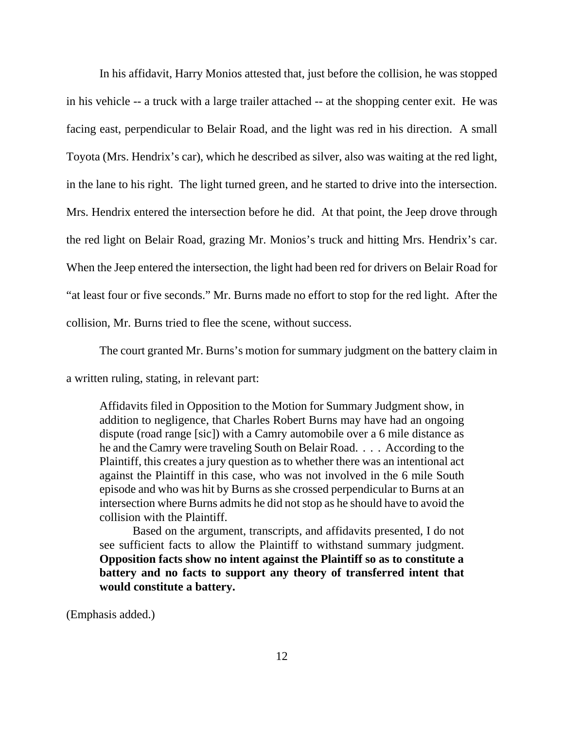In his affidavit, Harry Monios attested that, just before the collision, he was stopped in his vehicle -- a truck with a large trailer attached -- at the shopping center exit. He was facing east, perpendicular to Belair Road, and the light was red in his direction. A small Toyota (Mrs. Hendrix's car), which he described as silver, also was waiting at the red light, in the lane to his right. The light turned green, and he started to drive into the intersection. Mrs. Hendrix entered the intersection before he did. At that point, the Jeep drove through the red light on Belair Road, grazing Mr. Monios's truck and hitting Mrs. Hendrix's car. When the Jeep entered the intersection, the light had been red for drivers on Belair Road for "at least four or five seconds." Mr. Burns made no effort to stop for the red light. After the collision, Mr. Burns tried to flee the scene, without success.

The court granted Mr. Burns's motion for summary judgment on the battery claim in a written ruling, stating, in relevant part:

> Affidavits filed in Opposition to the Motion for Summary Judgment show, in addition to negligence, that Charles Robert Burns may have had an ongoing dispute (road range [sic]) with a Camry automobile over a 6 mile distance as he and the Camry were traveling South on Belair Road. . . . According to the Plaintiff, this creates a jury question as to whether there was an intentional act against the Plaintiff in this case, who was not involved in the 6 mile South episode and who was hit by Burns as she crossed perpendicular to Burns at an intersection where Burns admits he did not stop as he should have to avoid the collision with the Plaintiff.
>
> Based on the argument, transcripts, and affidavits presented, I do not see sufficient facts to allow the Plaintiff to withstand summary judgment. **Opposition facts show no intent against the Plaintiff so as to constitute a battery and no facts to support any theory of transferred intent that would constitute a battery.**

(Emphasis added.)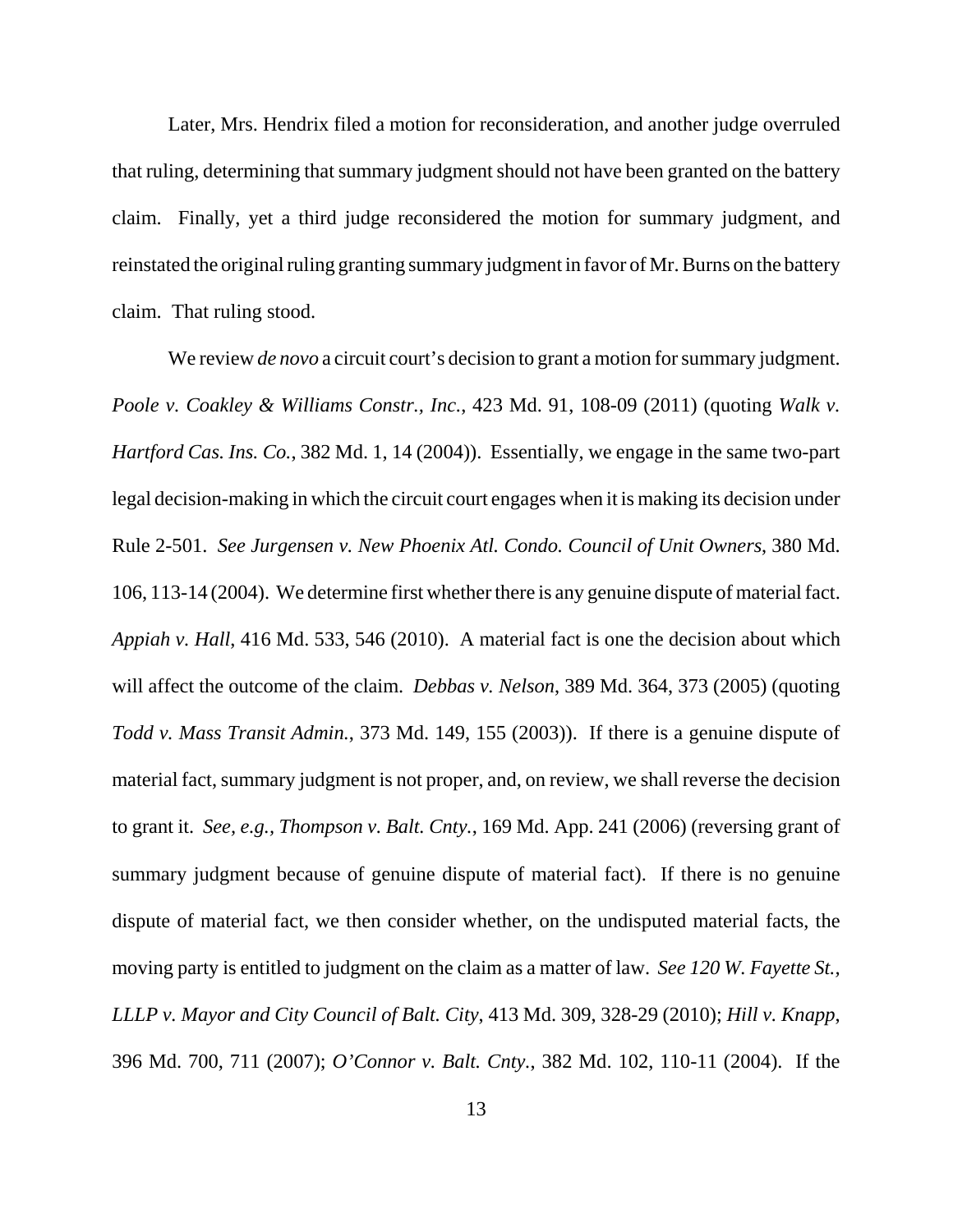Later, Mrs. Hendrix filed a motion for reconsideration, and another judge overruled that ruling, determining that summary judgment should not have been granted on the battery claim. Finally, yet a third judge reconsidered the motion for summary judgment, and reinstated the original ruling granting summary judgment in favor of Mr. Burns on the battery claim. That ruling stood.

We review *de novo* a circuit court's decision to grant a motion for summary judgment. *Poole v. Coakley & Williams Constr., Inc.*, 423 Md. 91, 108-09 (2011) (quoting *Walk v. Hartford Cas. Ins. Co.*, 382 Md. 1, 14 (2004)). Essentially, we engage in the same two-part legal decision-making in which the circuit court engages when it is making its decision under Rule 2-501. *See Jurgensen v. New Phoenix Atl. Condo. Council of Unit Owners*, 380 Md. 106, 113-14 (2004). We determine first whether there is any genuine dispute of material fact. *Appiah v. Hall*, 416 Md. 533, 546 (2010). A material fact is one the decision about which will affect the outcome of the claim. *Debbas v. Nelson*, 389 Md. 364, 373 (2005) (quoting *Todd v. Mass Transit Admin.*, 373 Md. 149, 155 (2003)). If there is a genuine dispute of material fact, summary judgment is not proper, and, on review, we shall reverse the decision to grant it. *See, e.g.*, *Thompson v. Balt. Cnty.*, 169 Md. App. 241 (2006) (reversing grant of summary judgment because of genuine dispute of material fact). If there is no genuine dispute of material fact, we then consider whether, on the undisputed material facts, the moving party is entitled to judgment on the claim as a matter of law. *See 120 W. Fayette St., LLLP v. Mayor and City Council of Balt. City*, 413 Md. 309, 328-29 (2010); *Hill v. Knapp*, 396 Md. 700, 711 (2007); *O'Connor v. Balt. Cnty.*, 382 Md. 102, 110-11 (2004). If the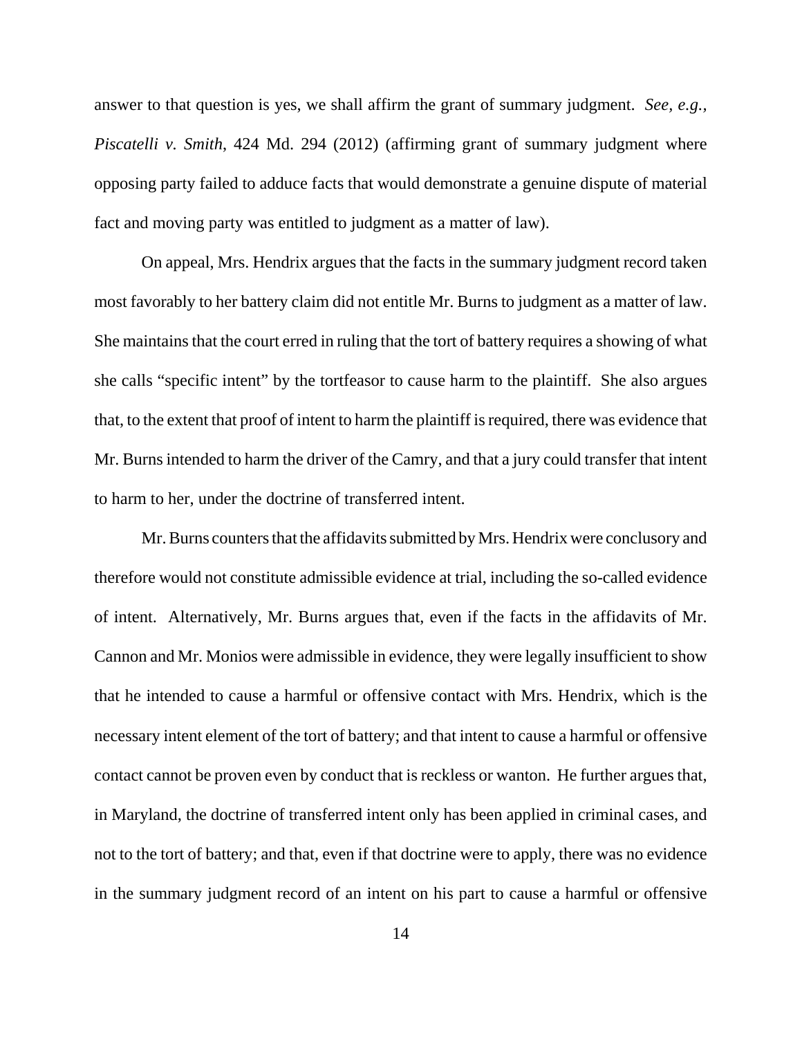answer to that question is yes, we shall affirm the grant of summary judgment. *See, e.g., Piscatelli v. Smith*, 424 Md. 294 (2012) (affirming grant of summary judgment where opposing party failed to adduce facts that would demonstrate a genuine dispute of material fact and moving party was entitled to judgment as a matter of law).

On appeal, Mrs. Hendrix argues that the facts in the summary judgment record taken most favorably to her battery claim did not entitle Mr. Burns to judgment as a matter of law. She maintains that the court erred in ruling that the tort of battery requires a showing of what she calls "specific intent" by the tortfeasor to cause harm to the plaintiff. She also argues that, to the extent that proof of intent to harm the plaintiff is required, there was evidence that Mr. Burns intended to harm the driver of the Camry, and that a jury could transfer that intent to harm to her, under the doctrine of transferred intent.

Mr. Burns counters that the affidavits submitted by Mrs. Hendrix were conclusory and therefore would not constitute admissible evidence at trial, including the so-called evidence of intent. Alternatively, Mr. Burns argues that, even if the facts in the affidavits of Mr. Cannon and Mr. Monios were admissible in evidence, they were legally insufficient to show that he intended to cause a harmful or offensive contact with Mrs. Hendrix, which is the necessary intent element of the tort of battery; and that intent to cause a harmful or offensive contact cannot be proven even by conduct that is reckless or wanton. He further argues that, in Maryland, the doctrine of transferred intent only has been applied in criminal cases, and not to the tort of battery; and that, even if that doctrine were to apply, there was no evidence in the summary judgment record of an intent on his part to cause a harmful or offensive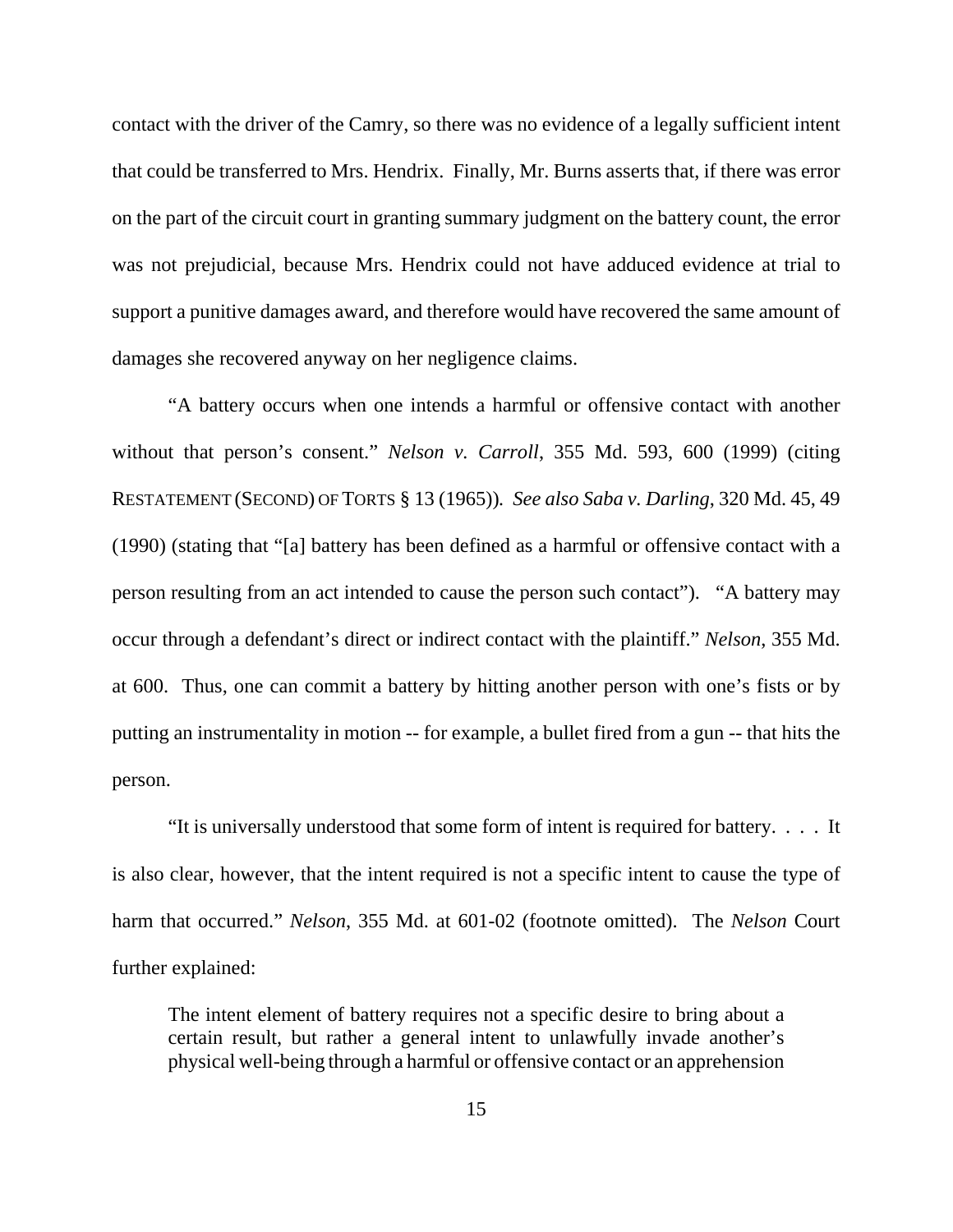contact with the driver of the Camry, so there was no evidence of a legally sufficient intent that could be transferred to Mrs. Hendrix. Finally, Mr. Burns asserts that, if there was error on the part of the circuit court in granting summary judgment on the battery count, the error was not prejudicial, because Mrs. Hendrix could not have adduced evidence at trial to support a punitive damages award, and therefore would have recovered the same amount of damages she recovered anyway on her negligence claims.

"A battery occurs when one intends a harmful or offensive contact with another without that person's consent." *Nelson v. Carroll*, 355 Md. 593, 600 (1999) (citing RESTATEMENT (SECOND) OF TORTS § 13 (1965)). *See also Saba v. Darling*, 320 Md. 45, 49 (1990) (stating that "[a] battery has been defined as a harmful or offensive contact with a person resulting from an act intended to cause the person such contact"). "A battery may occur through a defendant's direct or indirect contact with the plaintiff." *Nelson*, 355 Md. at 600. Thus, one can commit a battery by hitting another person with one's fists or by putting an instrumentality in motion -- for example, a bullet fired from a gun -- that hits the person.

"It is universally understood that some form of intent is required for battery. . . . It is also clear, however, that the intent required is not a specific intent to cause the type of harm that occurred." *Nelson*, 355 Md. at 601-02 (footnote omitted). The *Nelson* Court further explained:

> The intent element of battery requires not a specific desire to bring about a certain result, but rather a general intent to unlawfully invade another's physical well-being through a harmful or offensive contact or an apprehension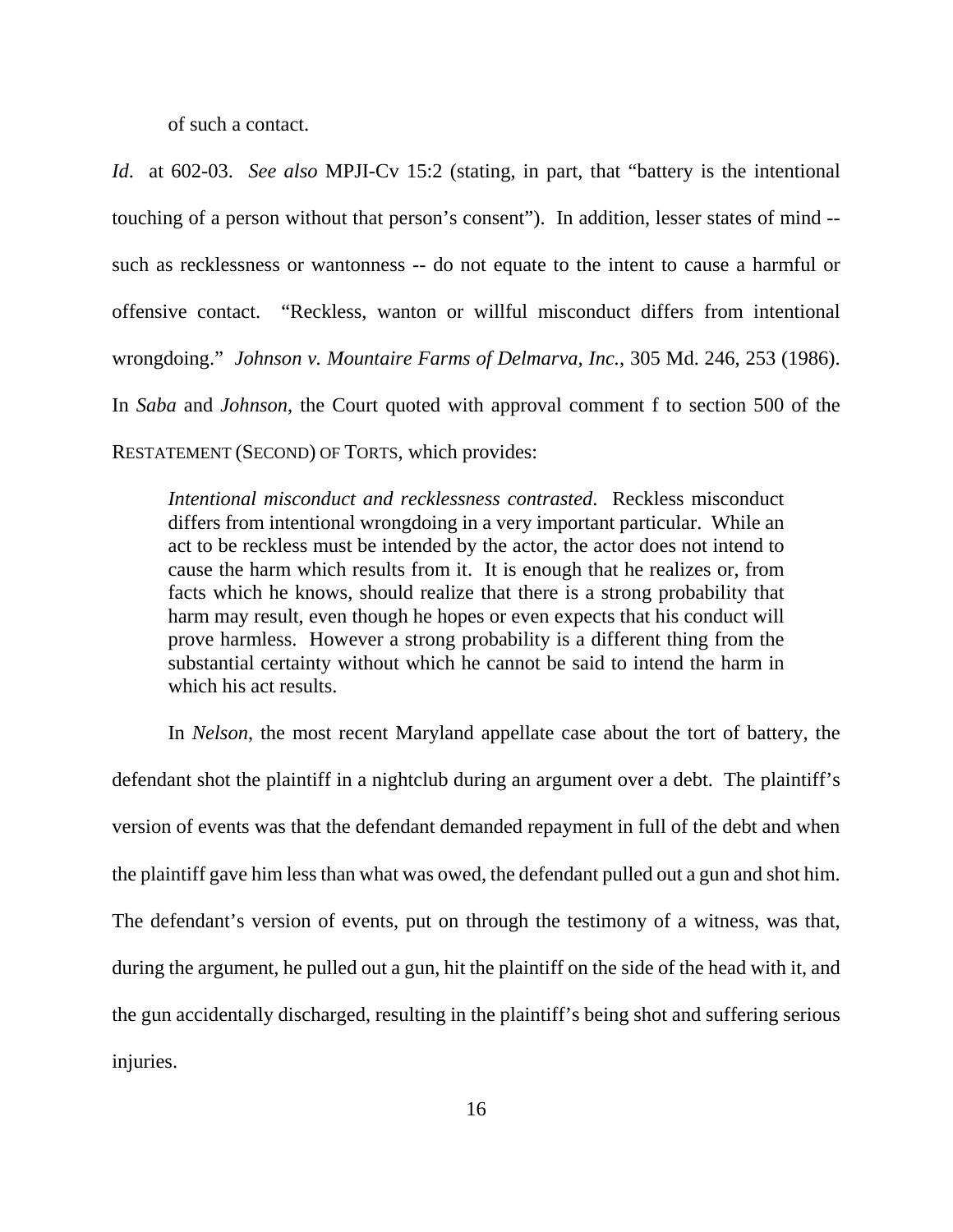of such a contact.

*Id*. at 602-03. *See also* MPJI-Cv 15:2 (stating, in part, that "battery is the intentional touching of a person without that person's consent"). In addition, lesser states of mind -- such as recklessness or wantonness -- do not equate to the intent to cause a harmful or offensive contact. "Reckless, wanton or willful misconduct differs from intentional wrongdoing." *Johnson v. Mountaire Farms of Delmarva, Inc.*, 305 Md. 246, 253 (1986). In *Saba* and *Johnson*, the Court quoted with approval comment f to section 500 of the RESTATEMENT (SECOND) OF TORTS, which provides:

> *Intentional misconduct and recklessness contrasted*. Reckless misconduct differs from intentional wrongdoing in a very important particular. While an act to be reckless must be intended by the actor, the actor does not intend to cause the harm which results from it. It is enough that he realizes or, from facts which he knows, should realize that there is a strong probability that harm may result, even though he hopes or even expects that his conduct will prove harmless. However a strong probability is a different thing from the substantial certainty without which he cannot be said to intend the harm in which his act results.

In *Nelson*, the most recent Maryland appellate case about the tort of battery, the defendant shot the plaintiff in a nightclub during an argument over a debt. The plaintiff's version of events was that the defendant demanded repayment in full of the debt and when the plaintiff gave him less than what was owed, the defendant pulled out a gun and shot him. The defendant's version of events, put on through the testimony of a witness, was that, during the argument, he pulled out a gun, hit the plaintiff on the side of the head with it, and the gun accidentally discharged, resulting in the plaintiff's being shot and suffering serious injuries.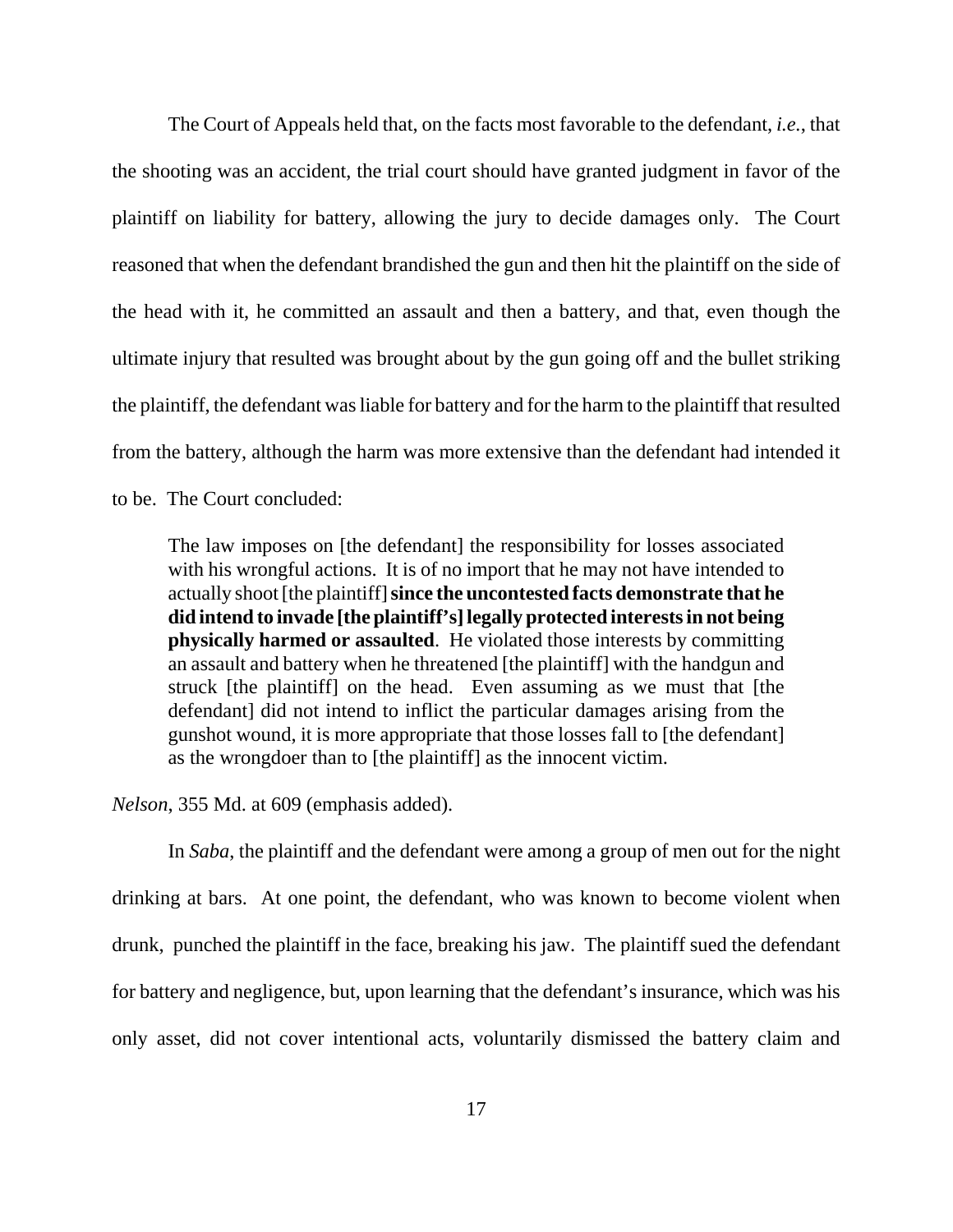The Court of Appeals held that, on the facts most favorable to the defendant, *i.e.*, that the shooting was an accident, the trial court should have granted judgment in favor of the plaintiff on liability for battery, allowing the jury to decide damages only. The Court reasoned that when the defendant brandished the gun and then hit the plaintiff on the side of the head with it, he committed an assault and then a battery, and that, even though the ultimate injury that resulted was brought about by the gun going off and the bullet striking the plaintiff, the defendant was liable for battery and for the harm to the plaintiff that resulted from the battery, although the harm was more extensive than the defendant had intended it to be. The Court concluded:

> The law imposes on [the defendant] the responsibility for losses associated with his wrongful actions. It is of no import that he may not have intended to actually shoot [the plaintiff] **since the uncontested facts demonstrate that he did intend to invade [the plaintiff's] legally protected interests in not being physically harmed or assaulted**. He violated those interests by committing an assault and battery when he threatened [the plaintiff] with the handgun and struck [the plaintiff] on the head. Even assuming as we must that [the defendant] did not intend to inflict the particular damages arising from the gunshot wound, it is more appropriate that those losses fall to [the defendant] as the wrongdoer than to [the plaintiff] as the innocent victim.

*Nelson*, 355 Md. at 609 (emphasis added).

In *Saba*, the plaintiff and the defendant were among a group of men out for the night drinking at bars. At one point, the defendant, who was known to become violent when drunk, punched the plaintiff in the face, breaking his jaw. The plaintiff sued the defendant for battery and negligence, but, upon learning that the defendant's insurance, which was his only asset, did not cover intentional acts, voluntarily dismissed the battery claim and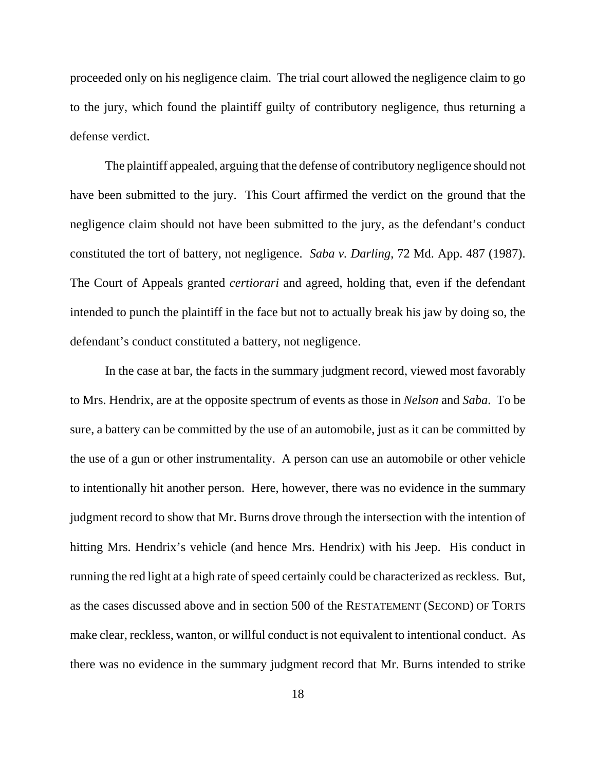proceeded only on his negligence claim. The trial court allowed the negligence claim to go to the jury, which found the plaintiff guilty of contributory negligence, thus returning a defense verdict.

The plaintiff appealed, arguing that the defense of contributory negligence should not have been submitted to the jury. This Court affirmed the verdict on the ground that the negligence claim should not have been submitted to the jury, as the defendant's conduct constituted the tort of battery, not negligence. *Saba v. Darling*, 72 Md. App. 487 (1987). The Court of Appeals granted *certiorari* and agreed, holding that, even if the defendant intended to punch the plaintiff in the face but not to actually break his jaw by doing so, the defendant's conduct constituted a battery, not negligence.

In the case at bar, the facts in the summary judgment record, viewed most favorably to Mrs. Hendrix, are at the opposite spectrum of events as those in *Nelson* and *Saba*. To be sure, a battery can be committed by the use of an automobile, just as it can be committed by the use of a gun or other instrumentality. A person can use an automobile or other vehicle to intentionally hit another person. Here, however, there was no evidence in the summary judgment record to show that Mr. Burns drove through the intersection with the intention of hitting Mrs. Hendrix's vehicle (and hence Mrs. Hendrix) with his Jeep. His conduct in running the red light at a high rate of speed certainly could be characterized as reckless. But, as the cases discussed above and in section 500 of the RESTATEMENT (SECOND) OF TORTS make clear, reckless, wanton, or willful conduct is not equivalent to intentional conduct. As there was no evidence in the summary judgment record that Mr. Burns intended to strike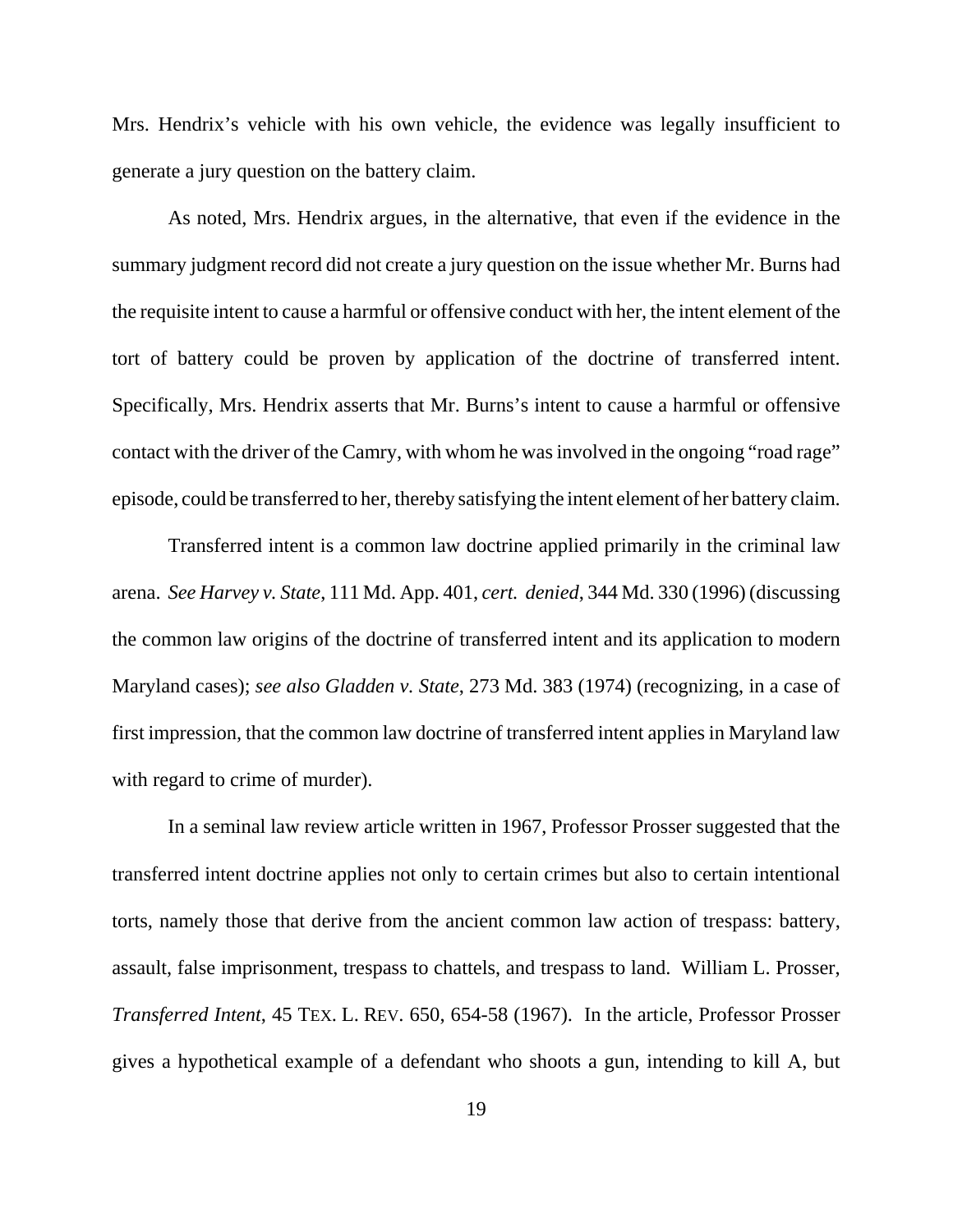Mrs. Hendrix's vehicle with his own vehicle, the evidence was legally insufficient to generate a jury question on the battery claim.

As noted, Mrs. Hendrix argues, in the alternative, that even if the evidence in the summary judgment record did not create a jury question on the issue whether Mr. Burns had the requisite intent to cause a harmful or offensive conduct with her, the intent element of the tort of battery could be proven by application of the doctrine of transferred intent. Specifically, Mrs. Hendrix asserts that Mr. Burns's intent to cause a harmful or offensive contact with the driver of the Camry, with whom he was involved in the ongoing "road rage" episode, could be transferred to her, thereby satisfying the intent element of her battery claim.

Transferred intent is a common law doctrine applied primarily in the criminal law arena. *See Harvey v. State*, 111 Md. App. 401, *cert. denied*, 344 Md. 330 (1996) (discussing the common law origins of the doctrine of transferred intent and its application to modern Maryland cases); *see also Gladden v. State*, 273 Md. 383 (1974) (recognizing, in a case of first impression, that the common law doctrine of transferred intent applies in Maryland law with regard to crime of murder).

In a seminal law review article written in 1967, Professor Prosser suggested that the transferred intent doctrine applies not only to certain crimes but also to certain intentional torts, namely those that derive from the ancient common law action of trespass: battery, assault, false imprisonment, trespass to chattels, and trespass to land. William L. Prosser, *Transferred Intent*, 45 TEX. L. REV. 650, 654-58 (1967). In the article, Professor Prosser gives a hypothetical example of a defendant who shoots a gun, intending to kill A, but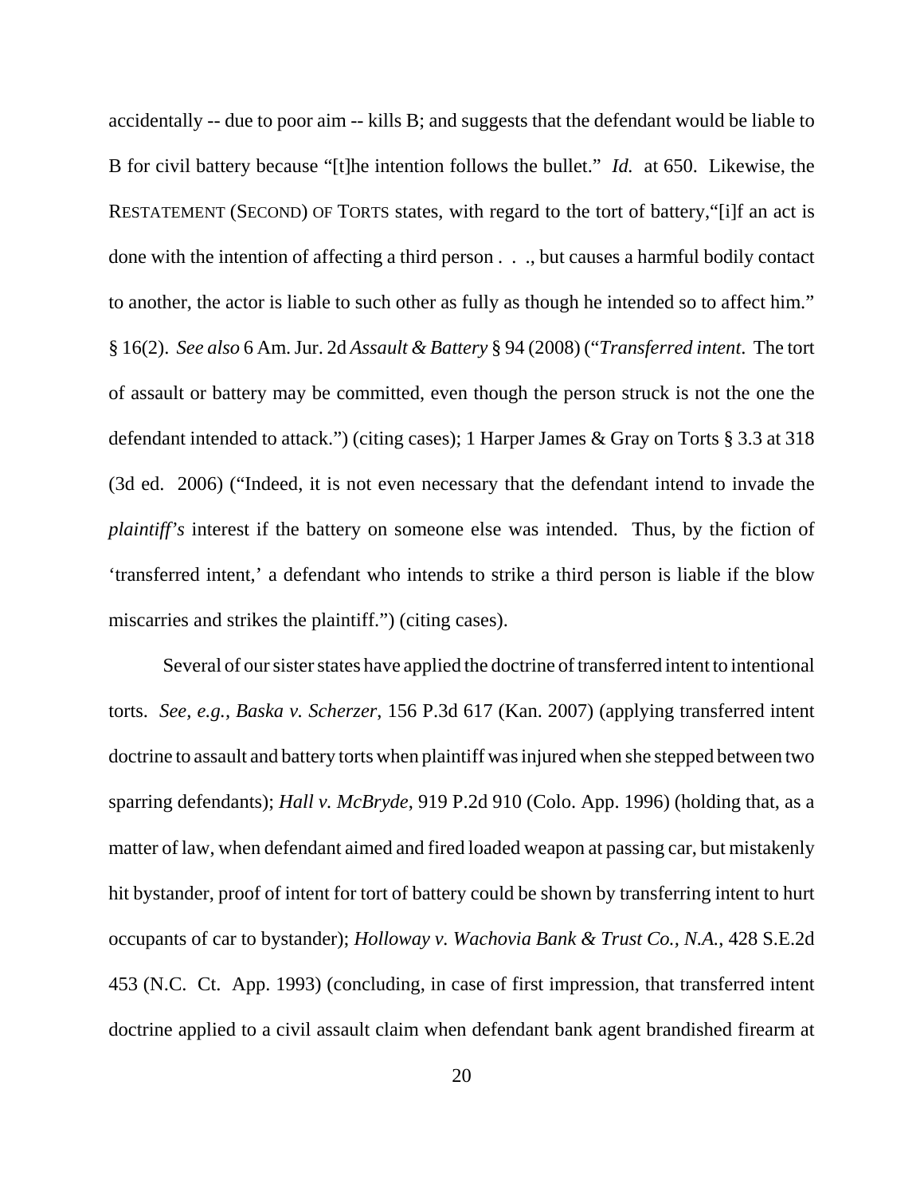accidentally -- due to poor aim -- kills B; and suggests that the defendant would be liable to B for civil battery because "[t]he intention follows the bullet." *Id.* at 650. Likewise, the RESTATEMENT (SECOND) OF TORTS states, with regard to the tort of battery,"[i]f an act is done with the intention of affecting a third person . . ., but causes a harmful bodily contact to another, the actor is liable to such other as fully as though he intended so to affect him." § 16(2). *See also* 6 Am. Jur. 2d *Assault & Battery* § 94 (2008) ("*Transferred intent*. The tort of assault or battery may be committed, even though the person struck is not the one the defendant intended to attack.") (citing cases); 1 Harper James & Gray on Torts § 3.3 at 318 (3d ed. 2006) ("Indeed, it is not even necessary that the defendant intend to invade the *plaintiff's* interest if the battery on someone else was intended. Thus, by the fiction of 'transferred intent,' a defendant who intends to strike a third person is liable if the blow miscarries and strikes the plaintiff.") (citing cases).

Several of our sister states have applied the doctrine of transferred intent to intentional torts. *See, e.g., Baska v. Scherzer*, 156 P.3d 617 (Kan. 2007) (applying transferred intent doctrine to assault and battery torts when plaintiff was injured when she stepped between two sparring defendants); *Hall v. McBryde*, 919 P.2d 910 (Colo. App. 1996) (holding that, as a matter of law, when defendant aimed and fired loaded weapon at passing car, but mistakenly hit bystander, proof of intent for tort of battery could be shown by transferring intent to hurt occupants of car to bystander); *Holloway v. Wachovia Bank & Trust Co., N.A.*, 428 S.E.2d 453 (N.C. Ct. App. 1993) (concluding, in case of first impression, that transferred intent doctrine applied to a civil assault claim when defendant bank agent brandished firearm at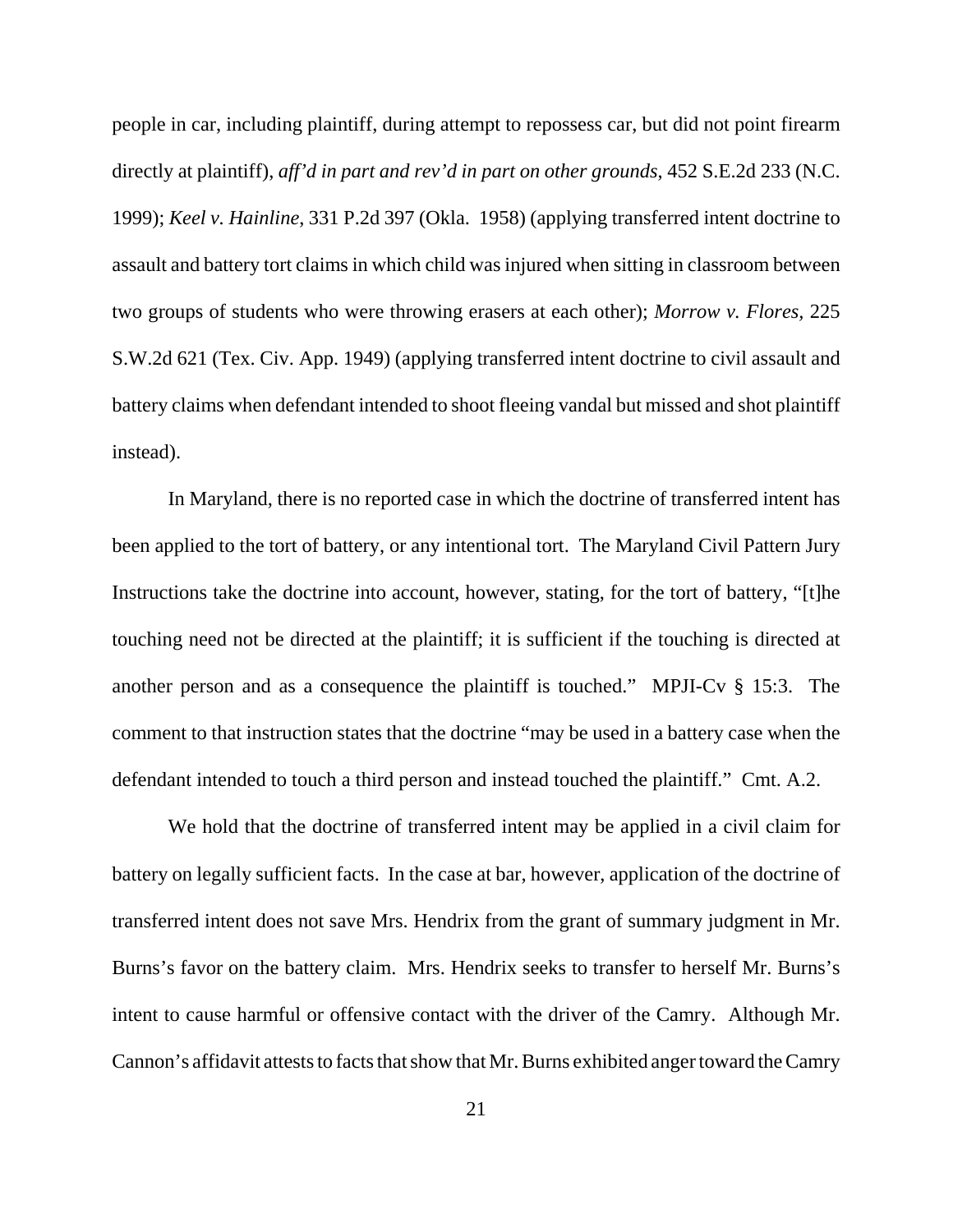people in car, including plaintiff, during attempt to repossess car, but did not point firearm directly at plaintiff), *aff'd in part and rev'd in part on other grounds*, 452 S.E.2d 233 (N.C. 1999); *Keel v. Hainline*, 331 P.2d 397 (Okla. 1958) (applying transferred intent doctrine to assault and battery tort claims in which child was injured when sitting in classroom between two groups of students who were throwing erasers at each other); *Morrow v. Flores*, 225 S.W.2d 621 (Tex. Civ. App. 1949) (applying transferred intent doctrine to civil assault and battery claims when defendant intended to shoot fleeing vandal but missed and shot plaintiff instead).

In Maryland, there is no reported case in which the doctrine of transferred intent has been applied to the tort of battery, or any intentional tort. The Maryland Civil Pattern Jury Instructions take the doctrine into account, however, stating, for the tort of battery, "[t]he touching need not be directed at the plaintiff; it is sufficient if the touching is directed at another person and as a consequence the plaintiff is touched." MPJI-Cv § 15:3. The comment to that instruction states that the doctrine "may be used in a battery case when the defendant intended to touch a third person and instead touched the plaintiff." Cmt. A.2.

We hold that the doctrine of transferred intent may be applied in a civil claim for battery on legally sufficient facts. In the case at bar, however, application of the doctrine of transferred intent does not save Mrs. Hendrix from the grant of summary judgment in Mr. Burns's favor on the battery claim. Mrs. Hendrix seeks to transfer to herself Mr. Burns's intent to cause harmful or offensive contact with the driver of the Camry. Although Mr. Cannon's affidavit attests to facts that show that Mr. Burns exhibited anger toward the Camry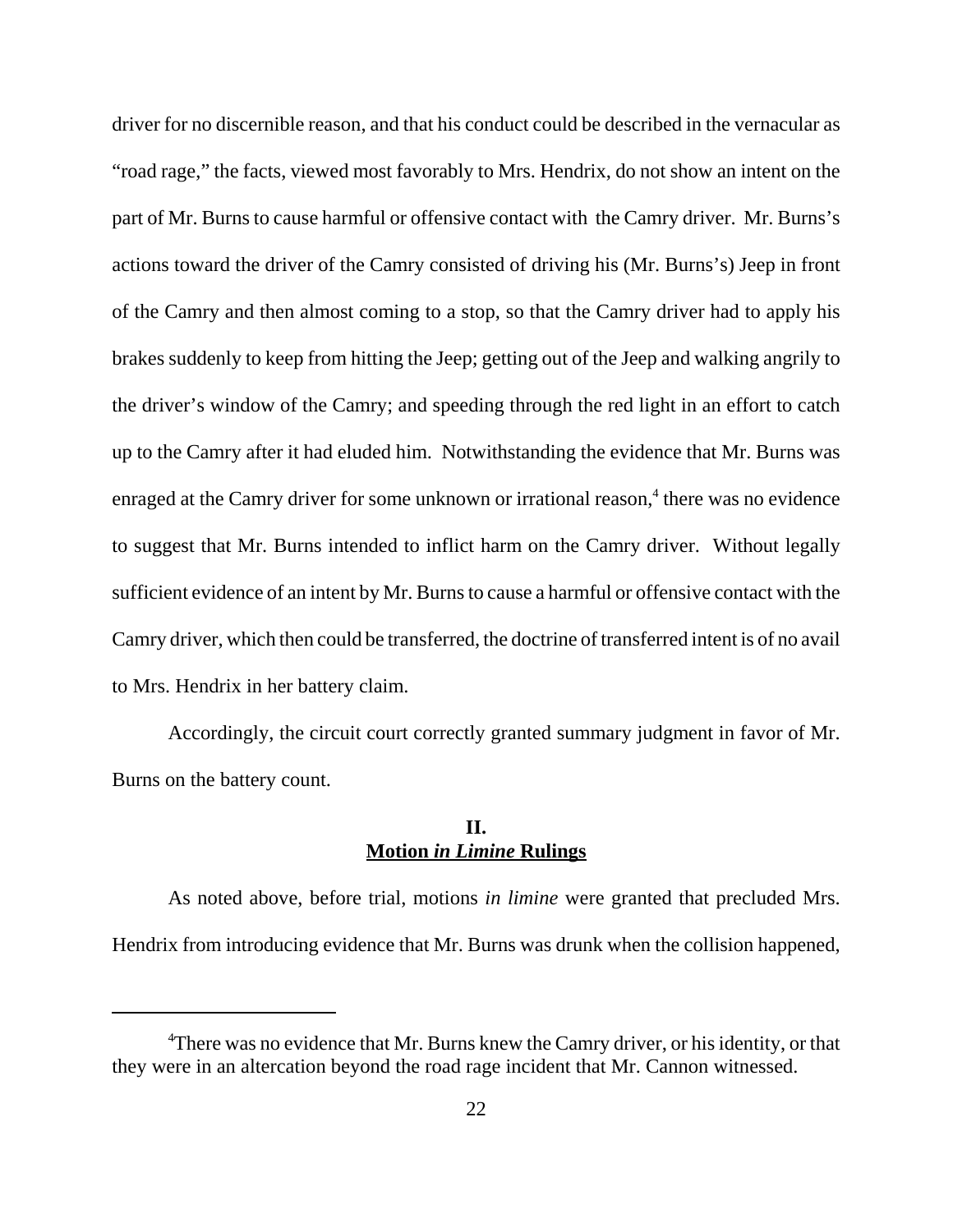driver for no discernible reason, and that his conduct could be described in the vernacular as "road rage," the facts, viewed most favorably to Mrs. Hendrix, do not show an intent on the part of Mr. Burns to cause harmful or offensive contact with the Camry driver. Mr. Burns's actions toward the driver of the Camry consisted of driving his (Mr. Burns's) Jeep in front of the Camry and then almost coming to a stop, so that the Camry driver had to apply his brakes suddenly to keep from hitting the Jeep; getting out of the Jeep and walking angrily to the driver's window of the Camry; and speeding through the red light in an effort to catch up to the Camry after it had eluded him. Notwithstanding the evidence that Mr. Burns was enraged at the Camry driver for some unknown or irrational reason,[4] there was no evidence to suggest that Mr. Burns intended to inflict harm on the Camry driver. Without legally sufficient evidence of an intent by Mr. Burns to cause a harmful or offensive contact with the Camry driver, which then could be transferred, the doctrine of transferred intent is of no avail to Mrs. Hendrix in her battery claim.

Accordingly, the circuit court correctly granted summary judgment in favor of Mr. Burns on the battery count.

## II.
## Motion *in Limine* Rulings

As noted above, before trial, motions *in limine* were granted that precluded Mrs. Hendrix from introducing evidence that Mr. Burns was drunk when the collision happened,

---

[4] There was no evidence that Mr. Burns knew the Camry driver, or his identity, or that they were in an altercation beyond the road rage incident that Mr. Cannon witnessed.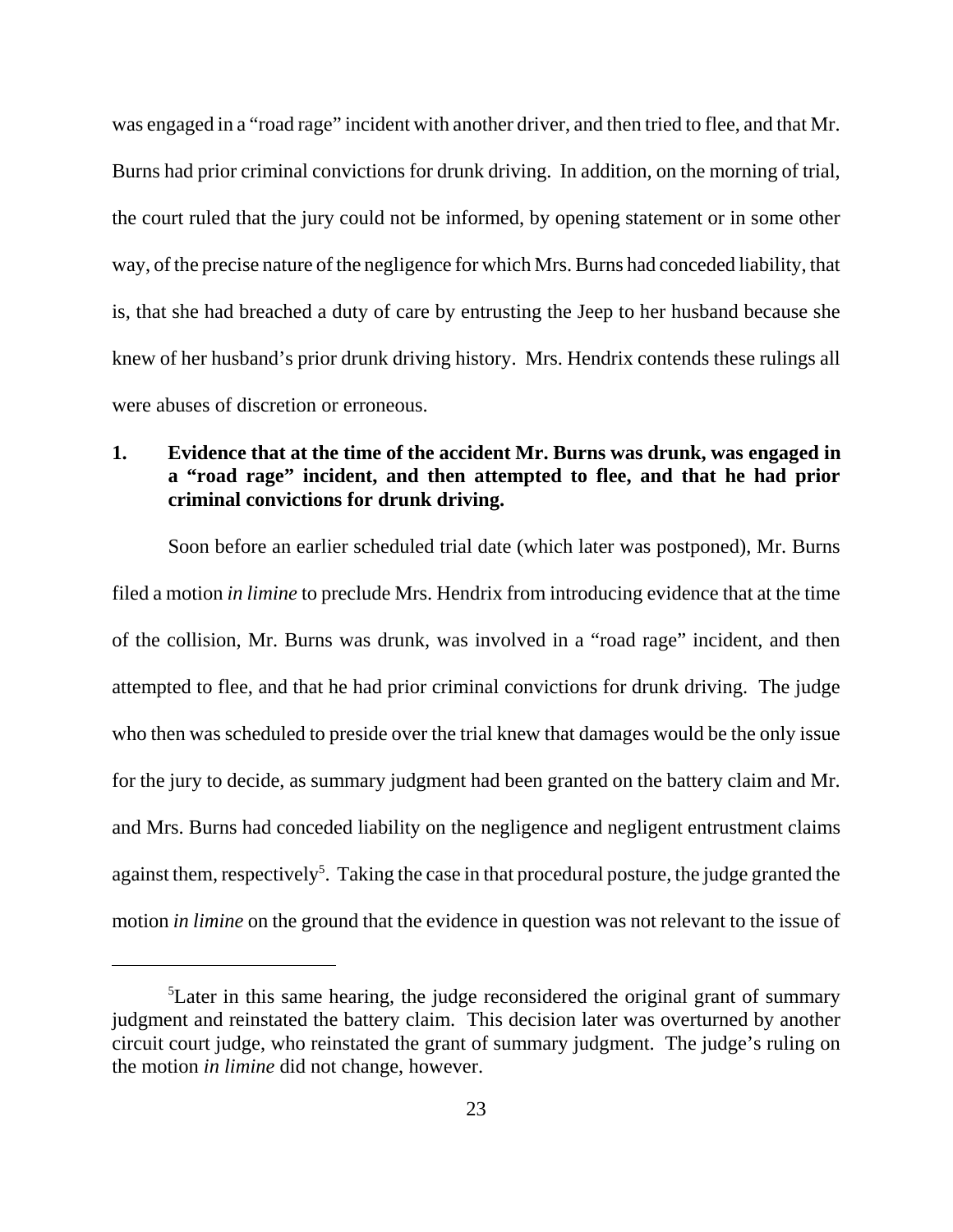was engaged in a "road rage" incident with another driver, and then tried to flee, and that Mr. Burns had prior criminal convictions for drunk driving. In addition, on the morning of trial, the court ruled that the jury could not be informed, by opening statement or in some other way, of the precise nature of the negligence for which Mrs. Burns had conceded liability, that is, that she had breached a duty of care by entrusting the Jeep to her husband because she knew of her husband's prior drunk driving history. Mrs. Hendrix contends these rulings all were abuses of discretion or erroneous.

**1. Evidence that at the time of the accident Mr. Burns was drunk, was engaged in a "road rage" incident, and then attempted to flee, and that he had prior criminal convictions for drunk driving.**

Soon before an earlier scheduled trial date (which later was postponed), Mr. Burns filed a motion *in limine* to preclude Mrs. Hendrix from introducing evidence that at the time of the collision, Mr. Burns was drunk, was involved in a "road rage" incident, and then attempted to flee, and that he had prior criminal convictions for drunk driving. The judge who then was scheduled to preside over the trial knew that damages would be the only issue for the jury to decide, as summary judgment had been granted on the battery claim and Mr. and Mrs. Burns had conceded liability on the negligence and negligent entrustment claims against them, respectively[5]. Taking the case in that procedural posture, the judge granted the motion *in limine* on the ground that the evidence in question was not relevant to the issue of

[5]Later in this same hearing, the judge reconsidered the original grant of summary judgment and reinstated the battery claim. This decision later was overturned by another circuit court judge, who reinstated the grant of summary judgment. The judge's ruling on the motion *in limine* did not change, however.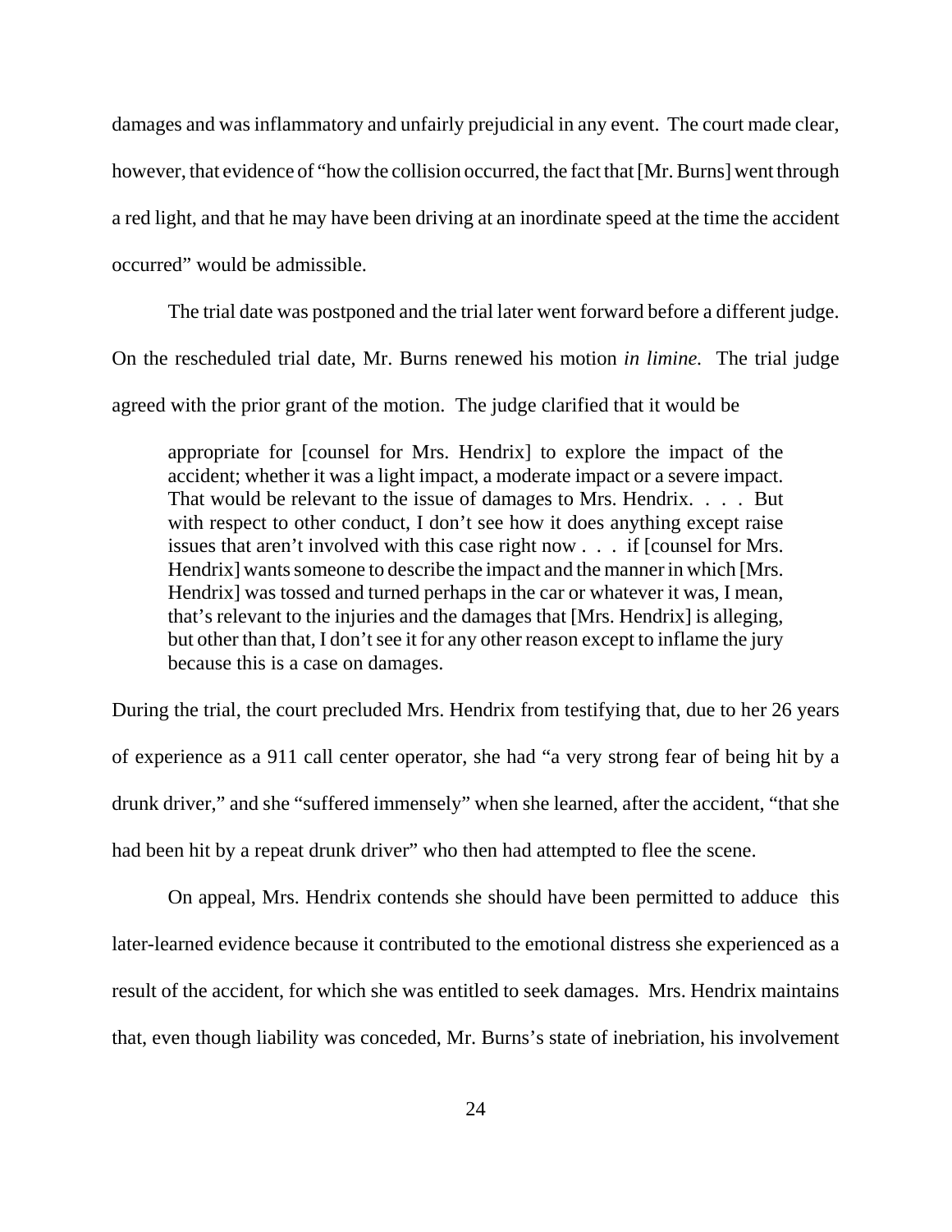damages and was inflammatory and unfairly prejudicial in any event. The court made clear, however, that evidence of "how the collision occurred, the fact that [Mr. Burns] went through a red light, and that he may have been driving at an inordinate speed at the time the accident occurred" would be admissible.

The trial date was postponed and the trial later went forward before a different judge. On the rescheduled trial date, Mr. Burns renewed his motion *in limine.* The trial judge agreed with the prior grant of the motion. The judge clarified that it would be

> appropriate for [counsel for Mrs. Hendrix] to explore the impact of the accident; whether it was a light impact, a moderate impact or a severe impact. That would be relevant to the issue of damages to Mrs. Hendrix. . . . But with respect to other conduct, I don't see how it does anything except raise issues that aren't involved with this case right now . . . if [counsel for Mrs. Hendrix] wants someone to describe the impact and the manner in which [Mrs. Hendrix] was tossed and turned perhaps in the car or whatever it was, I mean, that's relevant to the injuries and the damages that [Mrs. Hendrix] is alleging, but other than that, I don't see it for any other reason except to inflame the jury because this is a case on damages.

During the trial, the court precluded Mrs. Hendrix from testifying that, due to her 26 years of experience as a 911 call center operator, she had "a very strong fear of being hit by a drunk driver," and she "suffered immensely" when she learned, after the accident, "that she had been hit by a repeat drunk driver" who then had attempted to flee the scene.

On appeal, Mrs. Hendrix contends she should have been permitted to adduce this later-learned evidence because it contributed to the emotional distress she experienced as a result of the accident, for which she was entitled to seek damages. Mrs. Hendrix maintains that, even though liability was conceded, Mr. Burns's state of inebriation, his involvement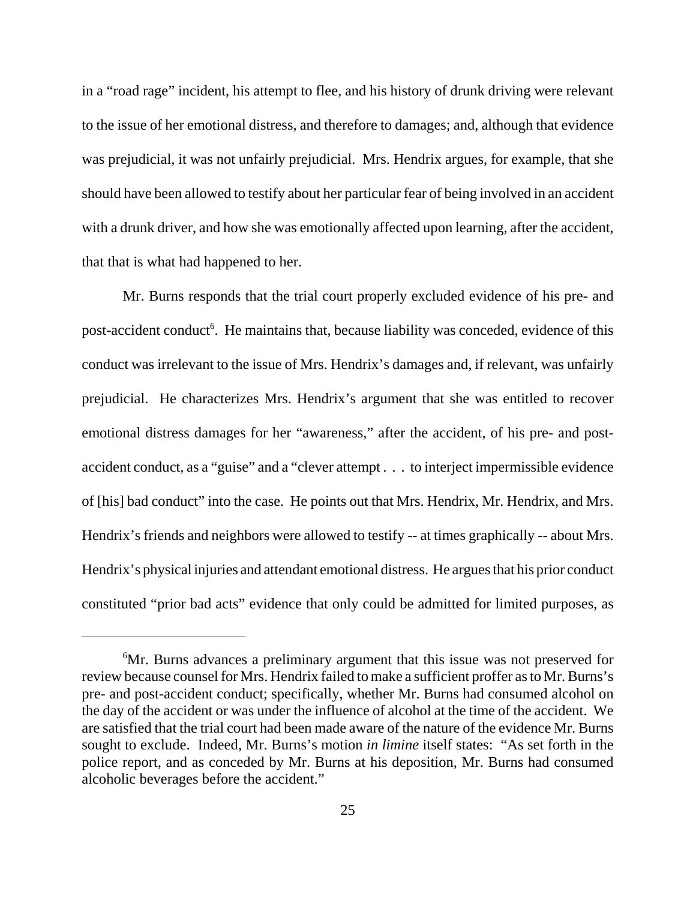in a "road rage" incident, his attempt to flee, and his history of drunk driving were relevant to the issue of her emotional distress, and therefore to damages; and, although that evidence was prejudicial, it was not unfairly prejudicial. Mrs. Hendrix argues, for example, that she should have been allowed to testify about her particular fear of being involved in an accident with a drunk driver, and how she was emotionally affected upon learning, after the accident, that that is what had happened to her.

Mr. Burns responds that the trial court properly excluded evidence of his pre- and post-accident conduct[6]. He maintains that, because liability was conceded, evidence of this conduct was irrelevant to the issue of Mrs. Hendrix's damages and, if relevant, was unfairly prejudicial. He characterizes Mrs. Hendrix's argument that she was entitled to recover emotional distress damages for her "awareness," after the accident, of his pre- and post-accident conduct, as a "guise" and a "clever attempt . . . to interject impermissible evidence of [his] bad conduct" into the case. He points out that Mrs. Hendrix, Mr. Hendrix, and Mrs. Hendrix's friends and neighbors were allowed to testify -- at times graphically -- about Mrs. Hendrix's physical injuries and attendant emotional distress. He argues that his prior conduct constituted "prior bad acts" evidence that only could be admitted for limited purposes, as

---

[6]Mr. Burns advances a preliminary argument that this issue was not preserved for review because counsel for Mrs. Hendrix failed to make a sufficient proffer as to Mr. Burns's pre- and post-accident conduct; specifically, whether Mr. Burns had consumed alcohol on the day of the accident or was under the influence of alcohol at the time of the accident. We are satisfied that the trial court had been made aware of the nature of the evidence Mr. Burns sought to exclude. Indeed, Mr. Burns's motion *in limine* itself states: "As set forth in the police report, and as conceded by Mr. Burns at his deposition, Mr. Burns had consumed alcoholic beverages before the accident."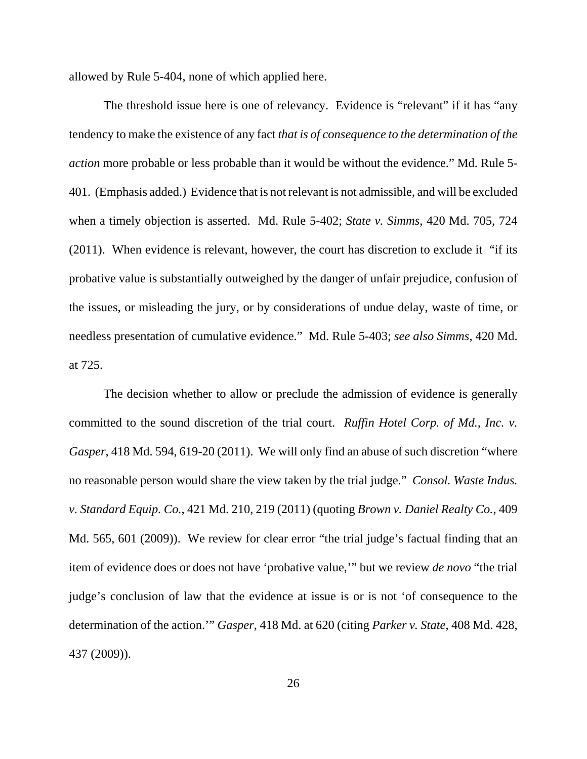allowed by Rule 5-404, none of which applied here.

The threshold issue here is one of relevancy. Evidence is "relevant" if it has "any tendency to make the existence of any fact *that is of consequence to the determination of the action* more probable or less probable than it would be without the evidence." Md. Rule 5-401. (Emphasis added.) Evidence that is not relevant is not admissible, and will be excluded when a timely objection is asserted. Md. Rule 5-402; *State v. Simms*, 420 Md. 705, 724 (2011). When evidence is relevant, however, the court has discretion to exclude it "if its probative value is substantially outweighed by the danger of unfair prejudice, confusion of the issues, or misleading the jury, or by considerations of undue delay, waste of time, or needless presentation of cumulative evidence." Md. Rule 5-403; *see also Simms*, 420 Md. at 725.

The decision whether to allow or preclude the admission of evidence is generally committed to the sound discretion of the trial court. *Ruffin Hotel Corp. of Md., Inc. v. Gasper*, 418 Md. 594, 619-20 (2011). We will only find an abuse of such discretion "where no reasonable person would share the view taken by the trial judge." *Consol. Waste Indus. v. Standard Equip. Co.*, 421 Md. 210, 219 (2011) (quoting *Brown v. Daniel Realty Co.*, 409 Md. 565, 601 (2009)). We review for clear error "the trial judge's factual finding that an item of evidence does or does not have 'probative value,'" but we review *de novo* "the trial judge's conclusion of law that the evidence at issue is or is not 'of consequence to the determination of the action.'" *Gasper*, 418 Md. at 620 (citing *Parker v. State*, 408 Md. 428, 437 (2009)).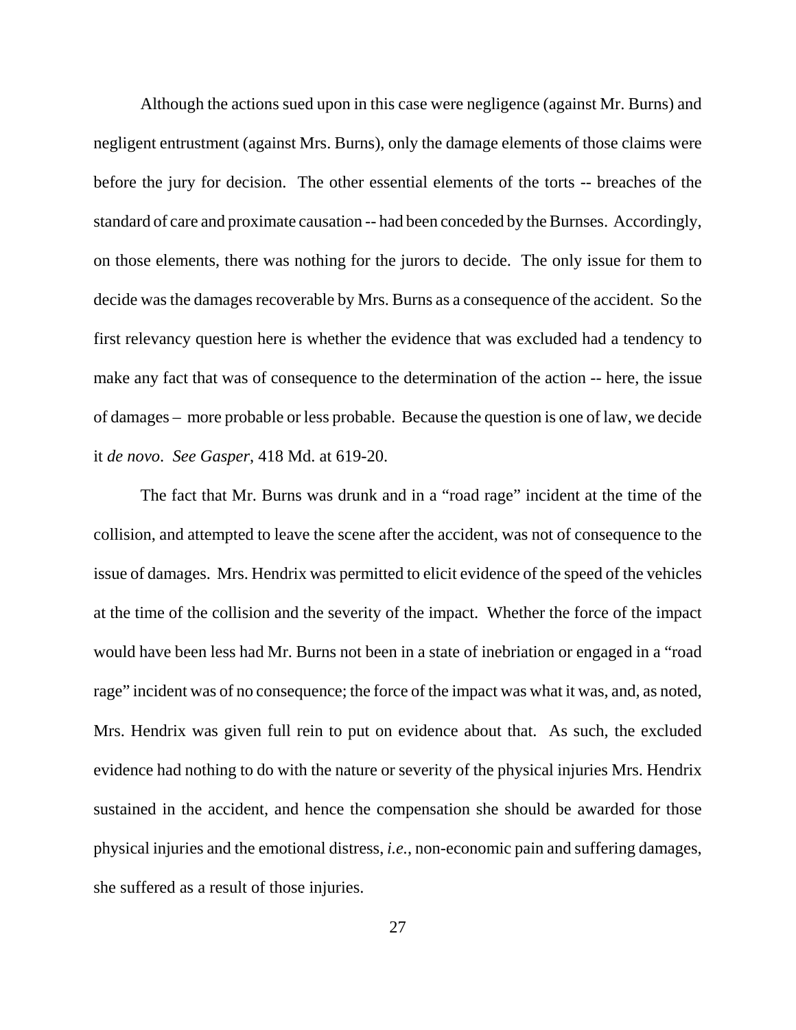Although the actions sued upon in this case were negligence (against Mr. Burns) and negligent entrustment (against Mrs. Burns), only the damage elements of those claims were before the jury for decision. The other essential elements of the torts -- breaches of the standard of care and proximate causation -- had been conceded by the Burnses. Accordingly, on those elements, there was nothing for the jurors to decide. The only issue for them to decide was the damages recoverable by Mrs. Burns as a consequence of the accident. So the first relevancy question here is whether the evidence that was excluded had a tendency to make any fact that was of consequence to the determination of the action -- here, the issue of damages – more probable or less probable. Because the question is one of law, we decide it *de novo*. *See Gasper*, 418 Md. at 619-20.

The fact that Mr. Burns was drunk and in a "road rage" incident at the time of the collision, and attempted to leave the scene after the accident, was not of consequence to the issue of damages. Mrs. Hendrix was permitted to elicit evidence of the speed of the vehicles at the time of the collision and the severity of the impact. Whether the force of the impact would have been less had Mr. Burns not been in a state of inebriation or engaged in a "road rage" incident was of no consequence; the force of the impact was what it was, and, as noted, Mrs. Hendrix was given full rein to put on evidence about that. As such, the excluded evidence had nothing to do with the nature or severity of the physical injuries Mrs. Hendrix sustained in the accident, and hence the compensation she should be awarded for those physical injuries and the emotional distress, *i.e.*, non-economic pain and suffering damages, she suffered as a result of those injuries.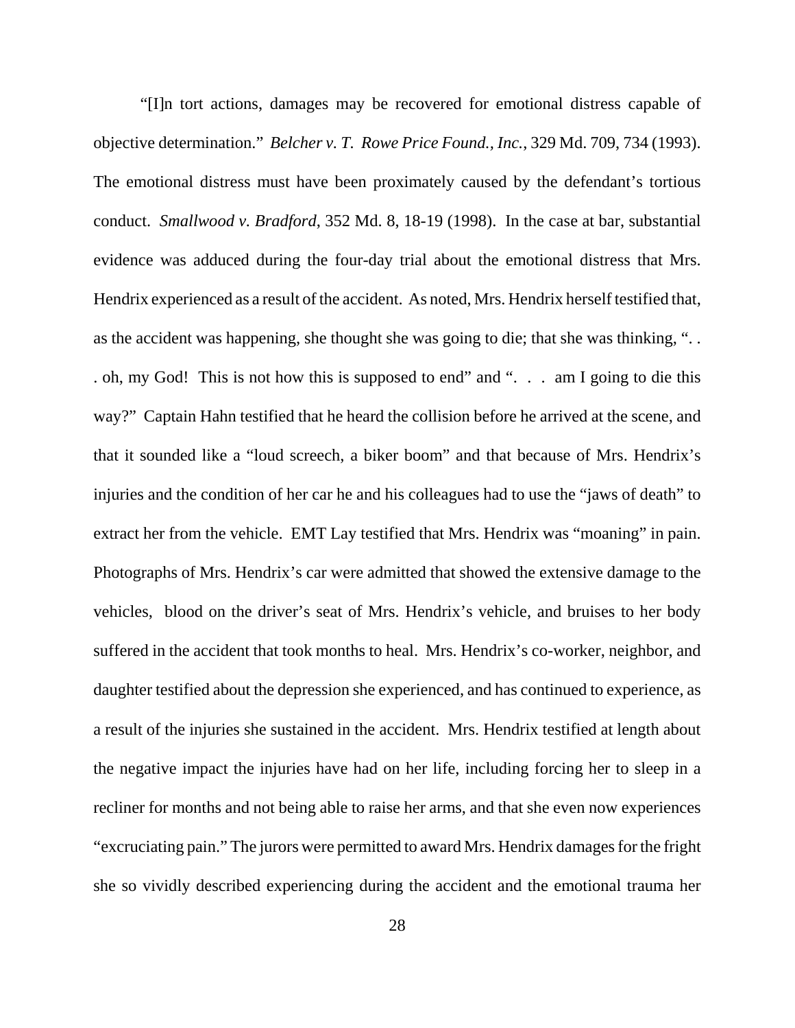"[I]n tort actions, damages may be recovered for emotional distress capable of objective determination." *Belcher v. T. Rowe Price Found., Inc.*, 329 Md. 709, 734 (1993). The emotional distress must have been proximately caused by the defendant's tortious conduct. *Smallwood v. Bradford*, 352 Md. 8, 18-19 (1998). In the case at bar, substantial evidence was adduced during the four-day trial about the emotional distress that Mrs. Hendrix experienced as a result of the accident. As noted, Mrs. Hendrix herself testified that, as the accident was happening, she thought she was going to die; that she was thinking, ". . . oh, my God! This is not how this is supposed to end" and ". . . am I going to die this way?" Captain Hahn testified that he heard the collision before he arrived at the scene, and that it sounded like a "loud screech, a biker boom" and that because of Mrs. Hendrix's injuries and the condition of her car he and his colleagues had to use the "jaws of death" to extract her from the vehicle. EMT Lay testified that Mrs. Hendrix was "moaning" in pain. Photographs of Mrs. Hendrix's car were admitted that showed the extensive damage to the vehicles, blood on the driver's seat of Mrs. Hendrix's vehicle, and bruises to her body suffered in the accident that took months to heal. Mrs. Hendrix's co-worker, neighbor, and daughter testified about the depression she experienced, and has continued to experience, as a result of the injuries she sustained in the accident. Mrs. Hendrix testified at length about the negative impact the injuries have had on her life, including forcing her to sleep in a recliner for months and not being able to raise her arms, and that she even now experiences "excruciating pain." The jurors were permitted to award Mrs. Hendrix damages for the fright she so vividly described experiencing during the accident and the emotional trauma her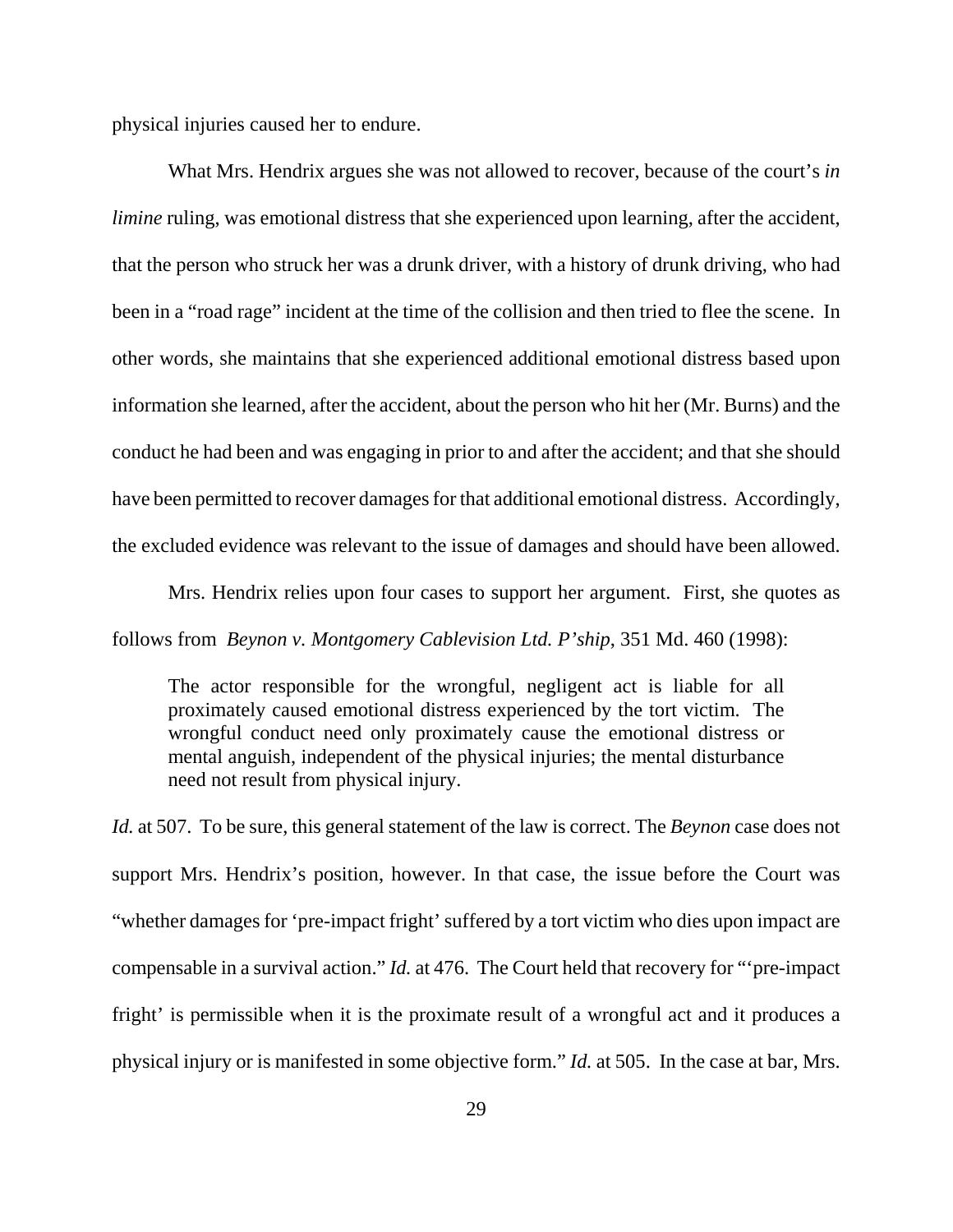physical injuries caused her to endure.

What Mrs. Hendrix argues she was not allowed to recover, because of the court's *in limine* ruling, was emotional distress that she experienced upon learning, after the accident, that the person who struck her was a drunk driver, with a history of drunk driving, who had been in a "road rage" incident at the time of the collision and then tried to flee the scene. In other words, she maintains that she experienced additional emotional distress based upon information she learned, after the accident, about the person who hit her (Mr. Burns) and the conduct he had been and was engaging in prior to and after the accident; and that she should have been permitted to recover damages for that additional emotional distress. Accordingly, the excluded evidence was relevant to the issue of damages and should have been allowed.

Mrs. Hendrix relies upon four cases to support her argument. First, she quotes as follows from *Beynon v. Montgomery Cablevision Ltd. P'ship*, 351 Md. 460 (1998):

> The actor responsible for the wrongful, negligent act is liable for all proximately caused emotional distress experienced by the tort victim. The wrongful conduct need only proximately cause the emotional distress or mental anguish, independent of the physical injuries; the mental disturbance need not result from physical injury.

*Id.* at 507. To be sure, this general statement of the law is correct. The *Beynon* case does not support Mrs. Hendrix's position, however. In that case, the issue before the Court was "whether damages for 'pre-impact fright' suffered by a tort victim who dies upon impact are compensable in a survival action." *Id.* at 476. The Court held that recovery for "'pre-impact fright' is permissible when it is the proximate result of a wrongful act and it produces a physical injury or is manifested in some objective form." *Id.* at 505. In the case at bar, Mrs.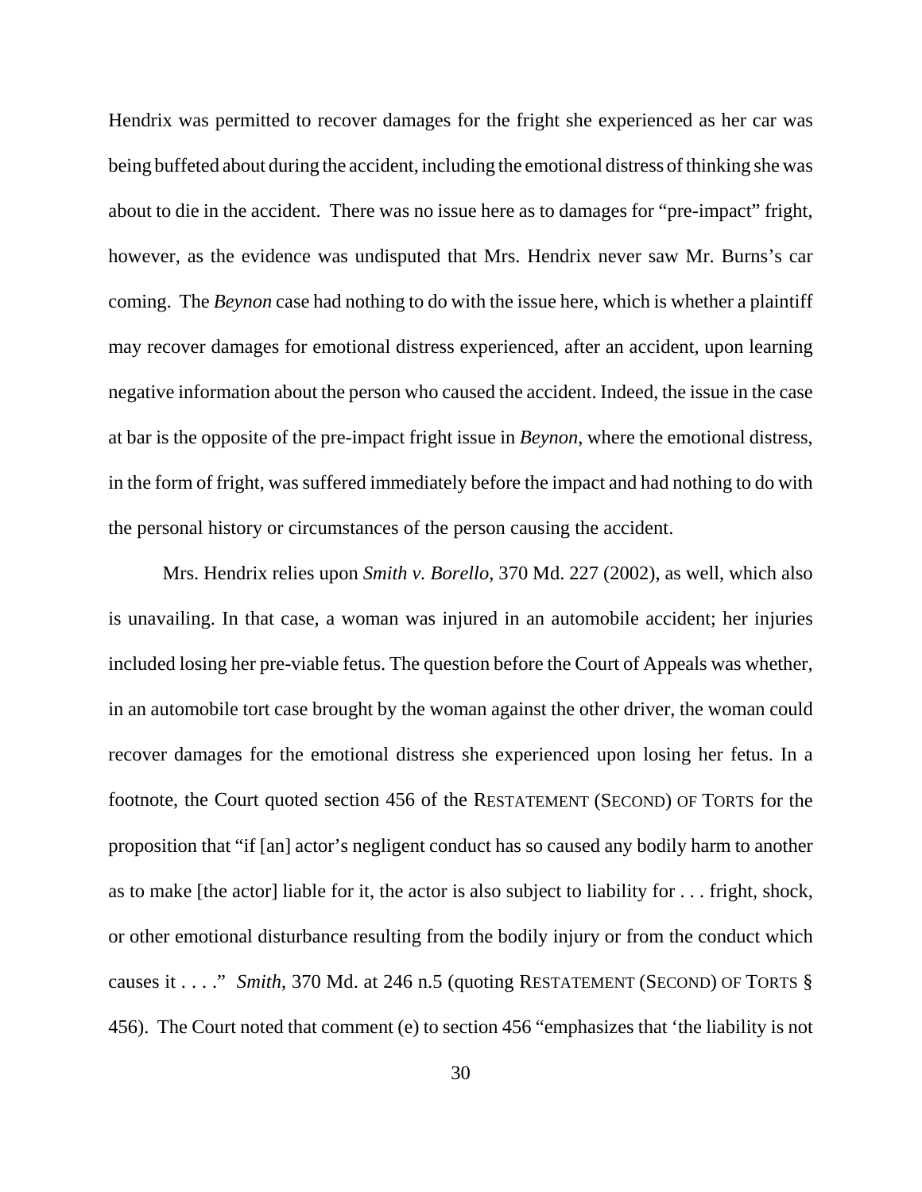Hendrix was permitted to recover damages for the fright she experienced as her car was being buffeted about during the accident, including the emotional distress of thinking she was about to die in the accident. There was no issue here as to damages for "pre-impact" fright, however, as the evidence was undisputed that Mrs. Hendrix never saw Mr. Burns's car coming. The *Beynon* case had nothing to do with the issue here, which is whether a plaintiff may recover damages for emotional distress experienced, after an accident, upon learning negative information about the person who caused the accident. Indeed, the issue in the case at bar is the opposite of the pre-impact fright issue in *Beynon*, where the emotional distress, in the form of fright, was suffered immediately before the impact and had nothing to do with the personal history or circumstances of the person causing the accident.

Mrs. Hendrix relies upon *Smith v. Borello*, 370 Md. 227 (2002), as well, which also is unavailing. In that case, a woman was injured in an automobile accident; her injuries included losing her pre-viable fetus. The question before the Court of Appeals was whether, in an automobile tort case brought by the woman against the other driver, the woman could recover damages for the emotional distress she experienced upon losing her fetus. In a footnote, the Court quoted section 456 of the RESTATEMENT (SECOND) OF TORTS for the proposition that "if [an] actor's negligent conduct has so caused any bodily harm to another as to make [the actor] liable for it, the actor is also subject to liability for . . . fright, shock, or other emotional disturbance resulting from the bodily injury or from the conduct which causes it . . . ." *Smith*, 370 Md. at 246 n.5 (quoting RESTATEMENT (SECOND) OF TORTS § 456). The Court noted that comment (e) to section 456 "emphasizes that 'the liability is not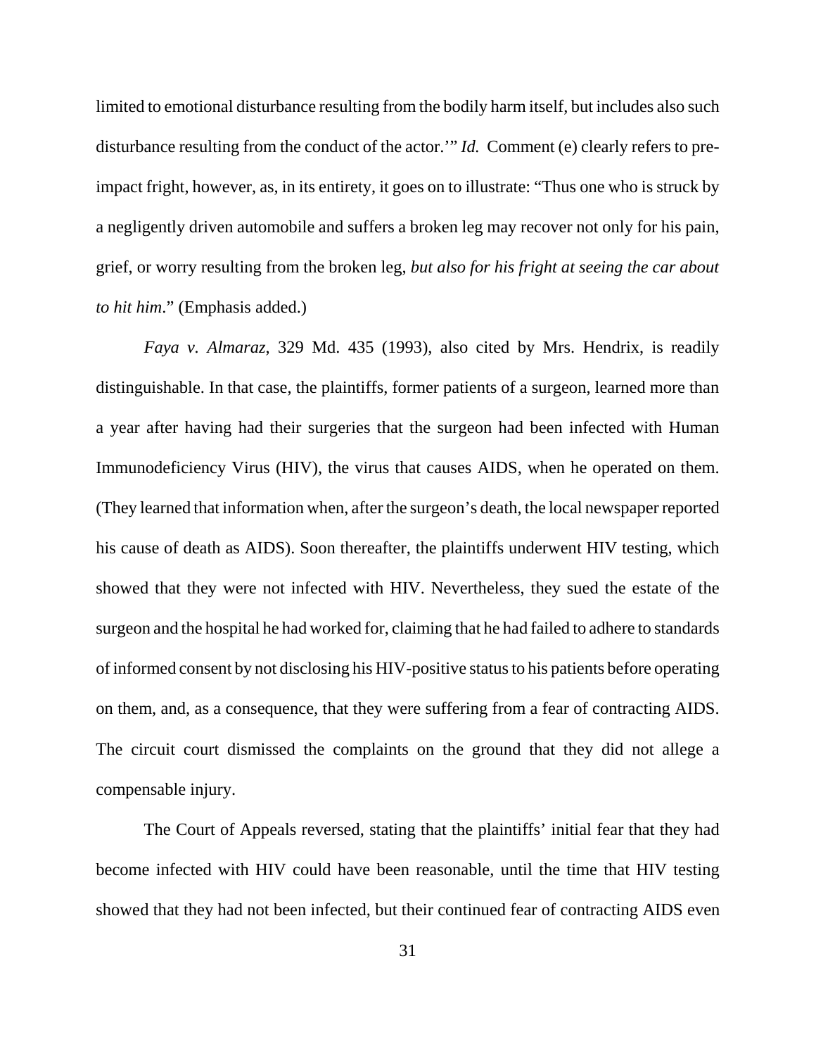limited to emotional disturbance resulting from the bodily harm itself, but includes also such disturbance resulting from the conduct of the actor.'" *Id.* Comment (e) clearly refers to pre-impact fright, however, as, in its entirety, it goes on to illustrate: "Thus one who is struck by a negligently driven automobile and suffers a broken leg may recover not only for his pain, grief, or worry resulting from the broken leg, *but also for his fright at seeing the car about to hit him*." (Emphasis added.)

*Faya v. Almaraz*, 329 Md. 435 (1993), also cited by Mrs. Hendrix, is readily distinguishable. In that case, the plaintiffs, former patients of a surgeon, learned more than a year after having had their surgeries that the surgeon had been infected with Human Immunodeficiency Virus (HIV), the virus that causes AIDS, when he operated on them. (They learned that information when, after the surgeon's death, the local newspaper reported his cause of death as AIDS). Soon thereafter, the plaintiffs underwent HIV testing, which showed that they were not infected with HIV. Nevertheless, they sued the estate of the surgeon and the hospital he had worked for, claiming that he had failed to adhere to standards of informed consent by not disclosing his HIV-positive status to his patients before operating on them, and, as a consequence, that they were suffering from a fear of contracting AIDS. The circuit court dismissed the complaints on the ground that they did not allege a compensable injury.

The Court of Appeals reversed, stating that the plaintiffs' initial fear that they had become infected with HIV could have been reasonable, until the time that HIV testing showed that they had not been infected, but their continued fear of contracting AIDS even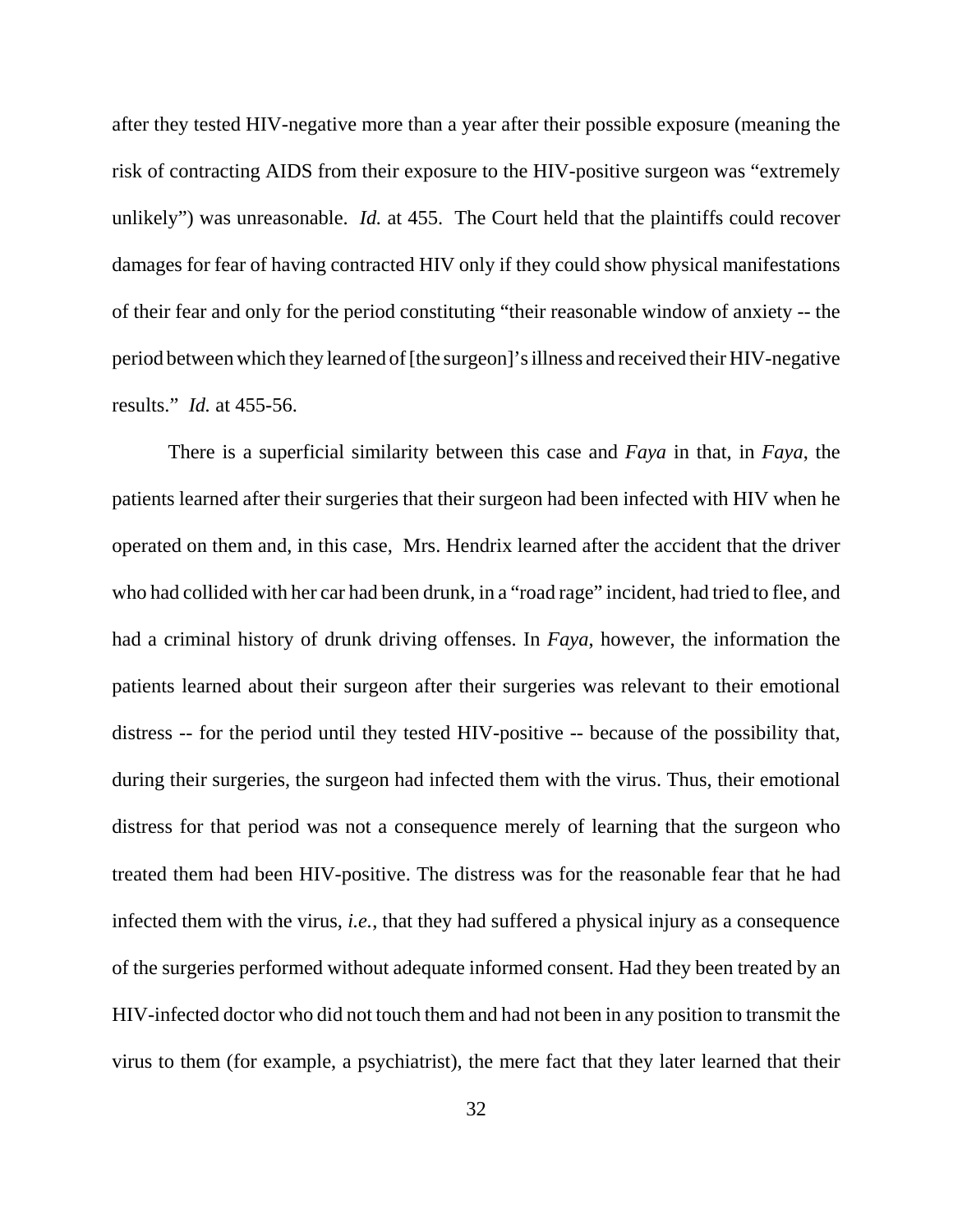after they tested HIV-negative more than a year after their possible exposure (meaning the risk of contracting AIDS from their exposure to the HIV-positive surgeon was "extremely unlikely") was unreasonable. *Id.* at 455. The Court held that the plaintiffs could recover damages for fear of having contracted HIV only if they could show physical manifestations of their fear and only for the period constituting "their reasonable window of anxiety -- the period between which they learned of [the surgeon]'s illness and received their HIV-negative results." *Id.* at 455-56.

There is a superficial similarity between this case and *Faya* in that, in *Faya*, the patients learned after their surgeries that their surgeon had been infected with HIV when he operated on them and, in this case, Mrs. Hendrix learned after the accident that the driver who had collided with her car had been drunk, in a "road rage" incident, had tried to flee, and had a criminal history of drunk driving offenses. In *Faya*, however, the information the patients learned about their surgeon after their surgeries was relevant to their emotional distress -- for the period until they tested HIV-positive -- because of the possibility that, during their surgeries, the surgeon had infected them with the virus. Thus, their emotional distress for that period was not a consequence merely of learning that the surgeon who treated them had been HIV-positive. The distress was for the reasonable fear that he had infected them with the virus, *i.e.*, that they had suffered a physical injury as a consequence of the surgeries performed without adequate informed consent. Had they been treated by an HIV-infected doctor who did not touch them and had not been in any position to transmit the virus to them (for example, a psychiatrist), the mere fact that they later learned that their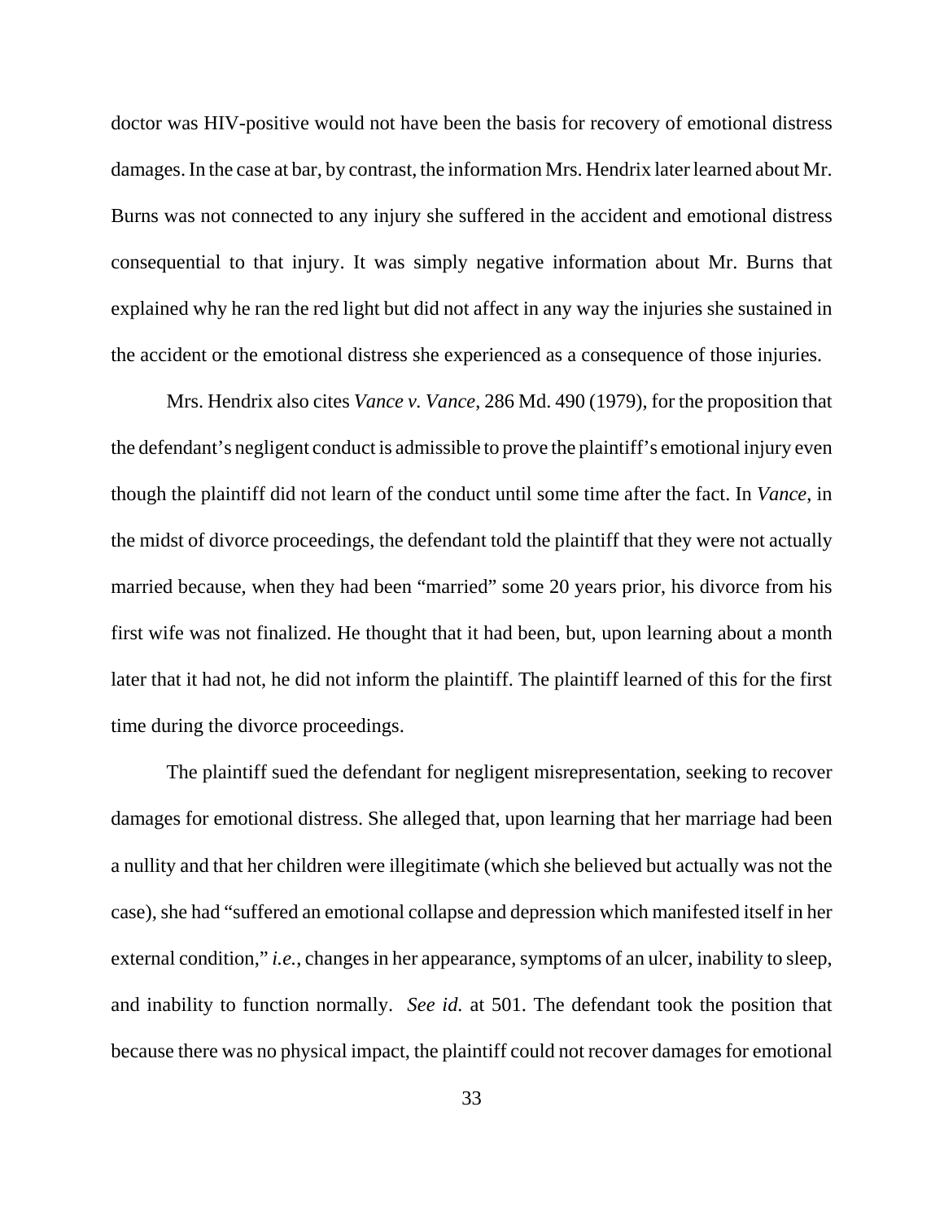doctor was HIV-positive would not have been the basis for recovery of emotional distress damages. In the case at bar, by contrast, the information Mrs. Hendrix later learned about Mr. Burns was not connected to any injury she suffered in the accident and emotional distress consequential to that injury. It was simply negative information about Mr. Burns that explained why he ran the red light but did not affect in any way the injuries she sustained in the accident or the emotional distress she experienced as a consequence of those injuries.

Mrs. Hendrix also cites *Vance v. Vance*, 286 Md. 490 (1979), for the proposition that the defendant's negligent conduct is admissible to prove the plaintiff's emotional injury even though the plaintiff did not learn of the conduct until some time after the fact. In *Vance*, in the midst of divorce proceedings, the defendant told the plaintiff that they were not actually married because, when they had been "married" some 20 years prior, his divorce from his first wife was not finalized. He thought that it had been, but, upon learning about a month later that it had not, he did not inform the plaintiff. The plaintiff learned of this for the first time during the divorce proceedings.

The plaintiff sued the defendant for negligent misrepresentation, seeking to recover damages for emotional distress. She alleged that, upon learning that her marriage had been a nullity and that her children were illegitimate (which she believed but actually was not the case), she had "suffered an emotional collapse and depression which manifested itself in her external condition," *i.e.*, changes in her appearance, symptoms of an ulcer, inability to sleep, and inability to function normally. *See id.* at 501. The defendant took the position that because there was no physical impact, the plaintiff could not recover damages for emotional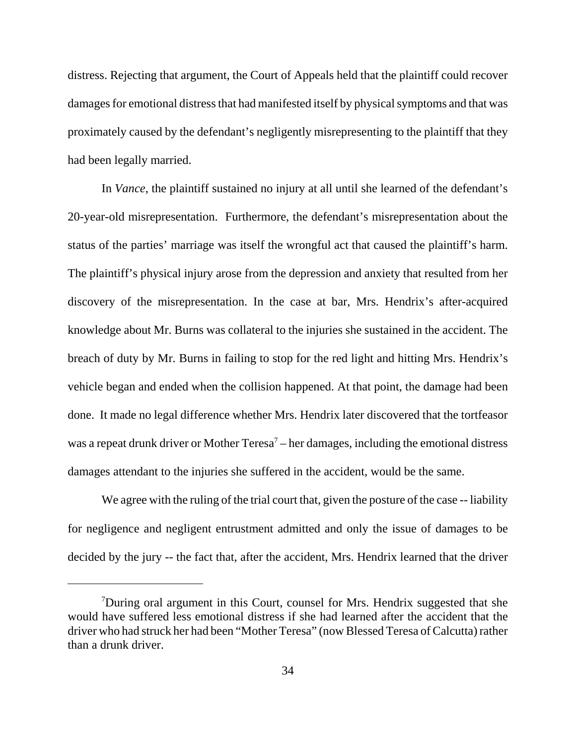distress. Rejecting that argument, the Court of Appeals held that the plaintiff could recover damages for emotional distress that had manifested itself by physical symptoms and that was proximately caused by the defendant's negligently misrepresenting to the plaintiff that they had been legally married.

In *Vance*, the plaintiff sustained no injury at all until she learned of the defendant's 20-year-old misrepresentation. Furthermore, the defendant's misrepresentation about the status of the parties' marriage was itself the wrongful act that caused the plaintiff's harm. The plaintiff's physical injury arose from the depression and anxiety that resulted from her discovery of the misrepresentation. In the case at bar, Mrs. Hendrix's after-acquired knowledge about Mr. Burns was collateral to the injuries she sustained in the accident. The breach of duty by Mr. Burns in failing to stop for the red light and hitting Mrs. Hendrix's vehicle began and ended when the collision happened. At that point, the damage had been done. It made no legal difference whether Mrs. Hendrix later discovered that the tortfeasor was a repeat drunk driver or Mother Teresa[7] – her damages, including the emotional distress damages attendant to the injuries she suffered in the accident, would be the same.

We agree with the ruling of the trial court that, given the posture of the case -- liability for negligence and negligent entrustment admitted and only the issue of damages to be decided by the jury -- the fact that, after the accident, Mrs. Hendrix learned that the driver

---

[7]During oral argument in this Court, counsel for Mrs. Hendrix suggested that she would have suffered less emotional distress if she had learned after the accident that the driver who had struck her had been "Mother Teresa" (now Blessed Teresa of Calcutta) rather than a drunk driver.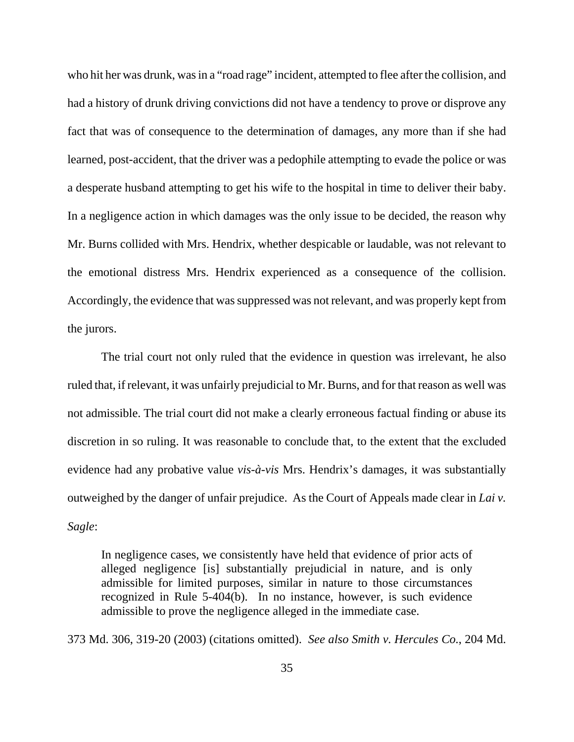who hit her was drunk, was in a "road rage" incident, attempted to flee after the collision, and had a history of drunk driving convictions did not have a tendency to prove or disprove any fact that was of consequence to the determination of damages, any more than if she had learned, post-accident, that the driver was a pedophile attempting to evade the police or was a desperate husband attempting to get his wife to the hospital in time to deliver their baby. In a negligence action in which damages was the only issue to be decided, the reason why Mr. Burns collided with Mrs. Hendrix, whether despicable or laudable, was not relevant to the emotional distress Mrs. Hendrix experienced as a consequence of the collision. Accordingly, the evidence that was suppressed was not relevant, and was properly kept from the jurors.

The trial court not only ruled that the evidence in question was irrelevant, he also ruled that, if relevant, it was unfairly prejudicial to Mr. Burns, and for that reason as well was not admissible. The trial court did not make a clearly erroneous factual finding or abuse its discretion in so ruling. It was reasonable to conclude that, to the extent that the excluded evidence had any probative value *vis-à-vis* Mrs. Hendrix's damages, it was substantially outweighed by the danger of unfair prejudice. As the Court of Appeals made clear in *Lai v. Sagle*:

> In negligence cases, we consistently have held that evidence of prior acts of alleged negligence [is] substantially prejudicial in nature, and is only admissible for limited purposes, similar in nature to those circumstances recognized in Rule 5-404(b). In no instance, however, is such evidence admissible to prove the negligence alleged in the immediate case.

373 Md. 306, 319-20 (2003) (citations omitted). *See also Smith v. Hercules Co.*, 204 Md.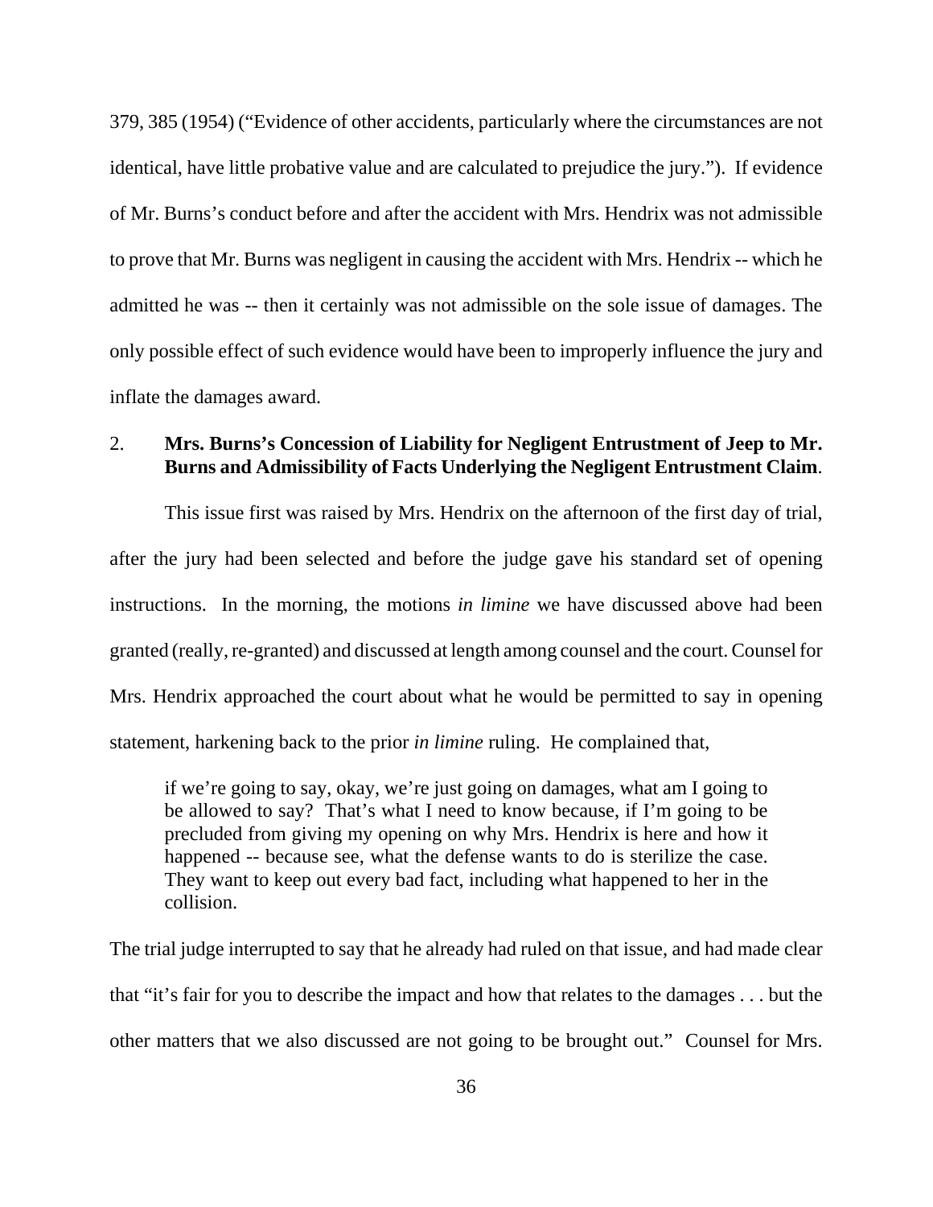379, 385 (1954) ("Evidence of other accidents, particularly where the circumstances are not identical, have little probative value and are calculated to prejudice the jury."). If evidence of Mr. Burns's conduct before and after the accident with Mrs. Hendrix was not admissible to prove that Mr. Burns was negligent in causing the accident with Mrs. Hendrix -- which he admitted he was -- then it certainly was not admissible on the sole issue of damages. The only possible effect of such evidence would have been to improperly influence the jury and inflate the damages award.

2. **Mrs. Burns's Concession of Liability for Negligent Entrustment of Jeep to Mr. Burns and Admissibility of Facts Underlying the Negligent Entrustment Claim**.

This issue first was raised by Mrs. Hendrix on the afternoon of the first day of trial, after the jury had been selected and before the judge gave his standard set of opening instructions. In the morning, the motions *in limine* we have discussed above had been granted (really, re-granted) and discussed at length among counsel and the court. Counsel for Mrs. Hendrix approached the court about what he would be permitted to say in opening statement, harkening back to the prior *in limine* ruling. He complained that,

> if we're going to say, okay, we're just going on damages, what am I going to be allowed to say? That's what I need to know because, if I'm going to be precluded from giving my opening on why Mrs. Hendrix is here and how it happened -- because see, what the defense wants to do is sterilize the case. They want to keep out every bad fact, including what happened to her in the collision.

The trial judge interrupted to say that he already had ruled on that issue, and had made clear that "it's fair for you to describe the impact and how that relates to the damages . . . but the other matters that we also discussed are not going to be brought out." Counsel for Mrs.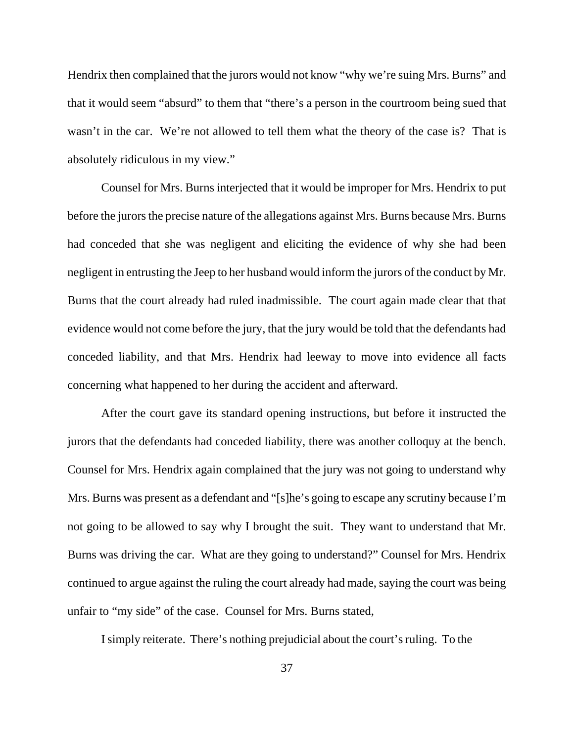Hendrix then complained that the jurors would not know "why we're suing Mrs. Burns" and that it would seem "absurd" to them that "there's a person in the courtroom being sued that wasn't in the car. We're not allowed to tell them what the theory of the case is? That is absolutely ridiculous in my view."

Counsel for Mrs. Burns interjected that it would be improper for Mrs. Hendrix to put before the jurors the precise nature of the allegations against Mrs. Burns because Mrs. Burns had conceded that she was negligent and eliciting the evidence of why she had been negligent in entrusting the Jeep to her husband would inform the jurors of the conduct by Mr. Burns that the court already had ruled inadmissible. The court again made clear that that evidence would not come before the jury, that the jury would be told that the defendants had conceded liability, and that Mrs. Hendrix had leeway to move into evidence all facts concerning what happened to her during the accident and afterward.

After the court gave its standard opening instructions, but before it instructed the jurors that the defendants had conceded liability, there was another colloquy at the bench. Counsel for Mrs. Hendrix again complained that the jury was not going to understand why Mrs. Burns was present as a defendant and "[s]he's going to escape any scrutiny because I'm not going to be allowed to say why I brought the suit. They want to understand that Mr. Burns was driving the car. What are they going to understand?" Counsel for Mrs. Hendrix continued to argue against the ruling the court already had made, saying the court was being unfair to "my side" of the case. Counsel for Mrs. Burns stated,

I simply reiterate. There's nothing prejudicial about the court's ruling. To the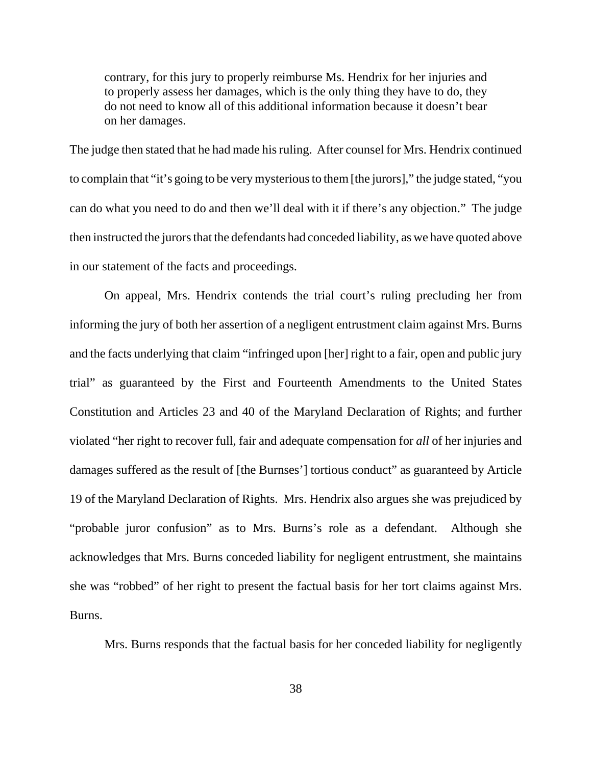> contrary, for this jury to properly reimburse Ms. Hendrix for her injuries and to properly assess her damages, which is the only thing they have to do, they do not need to know all of this additional information because it doesn't bear on her damages.

The judge then stated that he had made his ruling. After counsel for Mrs. Hendrix continued to complain that "it's going to be very mysterious to them [the jurors]," the judge stated, "you can do what you need to do and then we'll deal with it if there's any objection." The judge then instructed the jurors that the defendants had conceded liability, as we have quoted above in our statement of the facts and proceedings.

On appeal, Mrs. Hendrix contends the trial court's ruling precluding her from informing the jury of both her assertion of a negligent entrustment claim against Mrs. Burns and the facts underlying that claim "infringed upon [her] right to a fair, open and public jury trial" as guaranteed by the First and Fourteenth Amendments to the United States Constitution and Articles 23 and 40 of the Maryland Declaration of Rights; and further violated "her right to recover full, fair and adequate compensation for *all* of her injuries and damages suffered as the result of [the Burnses'] tortious conduct" as guaranteed by Article 19 of the Maryland Declaration of Rights. Mrs. Hendrix also argues she was prejudiced by "probable juror confusion" as to Mrs. Burns's role as a defendant. Although she acknowledges that Mrs. Burns conceded liability for negligent entrustment, she maintains she was "robbed" of her right to present the factual basis for her tort claims against Mrs. Burns.

Mrs. Burns responds that the factual basis for her conceded liability for negligently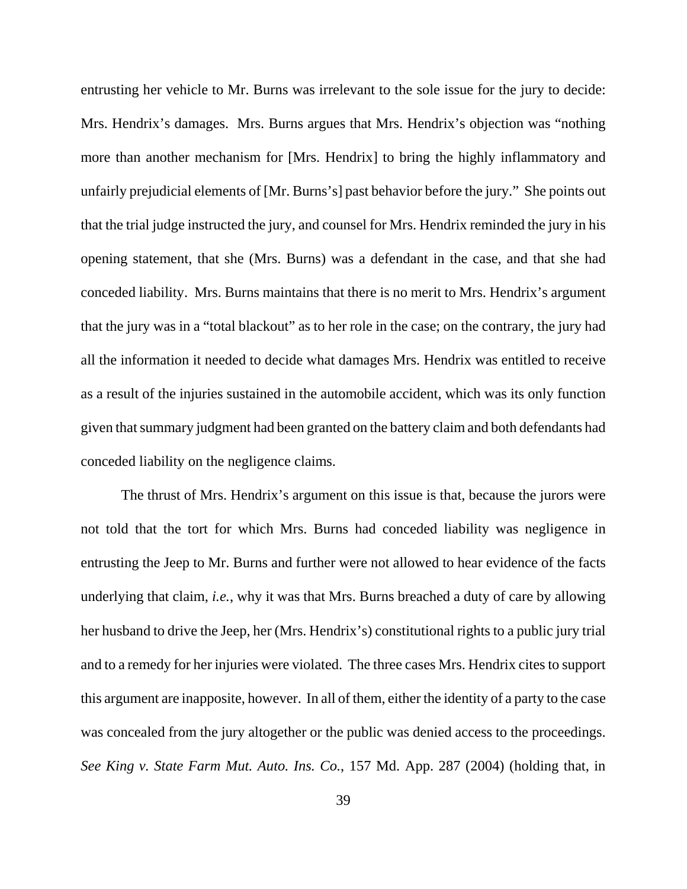entrusting her vehicle to Mr. Burns was irrelevant to the sole issue for the jury to decide: Mrs. Hendrix's damages. Mrs. Burns argues that Mrs. Hendrix's objection was "nothing more than another mechanism for [Mrs. Hendrix] to bring the highly inflammatory and unfairly prejudicial elements of [Mr. Burns's] past behavior before the jury." She points out that the trial judge instructed the jury, and counsel for Mrs. Hendrix reminded the jury in his opening statement, that she (Mrs. Burns) was a defendant in the case, and that she had conceded liability. Mrs. Burns maintains that there is no merit to Mrs. Hendrix's argument that the jury was in a "total blackout" as to her role in the case; on the contrary, the jury had all the information it needed to decide what damages Mrs. Hendrix was entitled to receive as a result of the injuries sustained in the automobile accident, which was its only function given that summary judgment had been granted on the battery claim and both defendants had conceded liability on the negligence claims.

The thrust of Mrs. Hendrix's argument on this issue is that, because the jurors were not told that the tort for which Mrs. Burns had conceded liability was negligence in entrusting the Jeep to Mr. Burns and further were not allowed to hear evidence of the facts underlying that claim, *i.e.*, why it was that Mrs. Burns breached a duty of care by allowing her husband to drive the Jeep, her (Mrs. Hendrix's) constitutional rights to a public jury trial and to a remedy for her injuries were violated. The three cases Mrs. Hendrix cites to support this argument are inapposite, however. In all of them, either the identity of a party to the case was concealed from the jury altogether or the public was denied access to the proceedings. *See King v. State Farm Mut. Auto. Ins. Co.*, 157 Md. App. 287 (2004) (holding that, in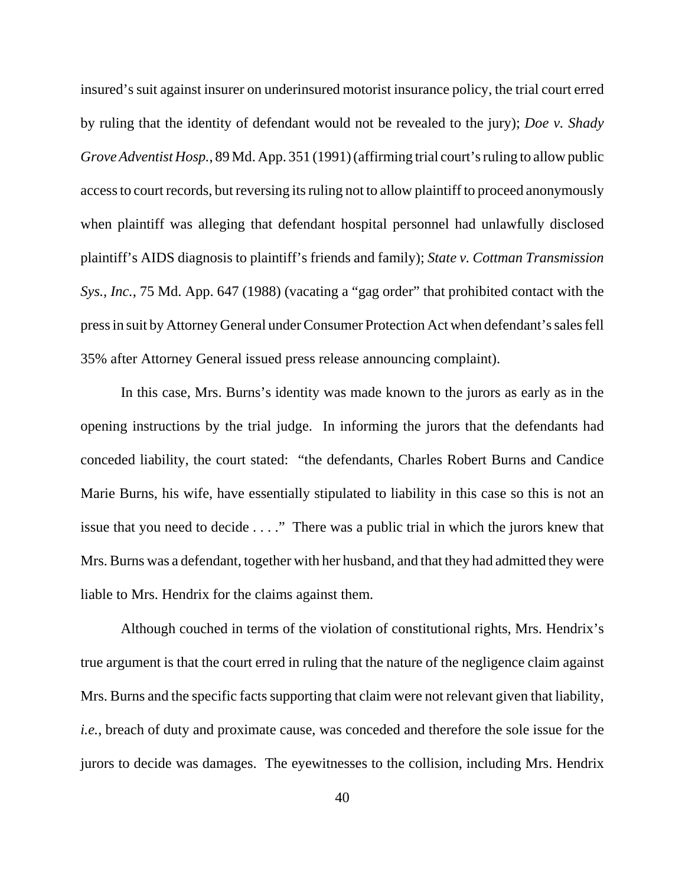insured's suit against insurer on underinsured motorist insurance policy, the trial court erred by ruling that the identity of defendant would not be revealed to the jury); *Doe v. Shady Grove Adventist Hosp.*, 89 Md. App. 351 (1991) (affirming trial court's ruling to allow public access to court records, but reversing its ruling not to allow plaintiff to proceed anonymously when plaintiff was alleging that defendant hospital personnel had unlawfully disclosed plaintiff's AIDS diagnosis to plaintiff's friends and family); *State v. Cottman Transmission Sys., Inc.*, 75 Md. App. 647 (1988) (vacating a "gag order" that prohibited contact with the press in suit by Attorney General under Consumer Protection Act when defendant's sales fell 35% after Attorney General issued press release announcing complaint).

In this case, Mrs. Burns's identity was made known to the jurors as early as in the opening instructions by the trial judge. In informing the jurors that the defendants had conceded liability, the court stated: "the defendants, Charles Robert Burns and Candice Marie Burns, his wife, have essentially stipulated to liability in this case so this is not an issue that you need to decide . . . ." There was a public trial in which the jurors knew that Mrs. Burns was a defendant, together with her husband, and that they had admitted they were liable to Mrs. Hendrix for the claims against them.

Although couched in terms of the violation of constitutional rights, Mrs. Hendrix's true argument is that the court erred in ruling that the nature of the negligence claim against Mrs. Burns and the specific facts supporting that claim were not relevant given that liability, *i.e.*, breach of duty and proximate cause, was conceded and therefore the sole issue for the jurors to decide was damages. The eyewitnesses to the collision, including Mrs. Hendrix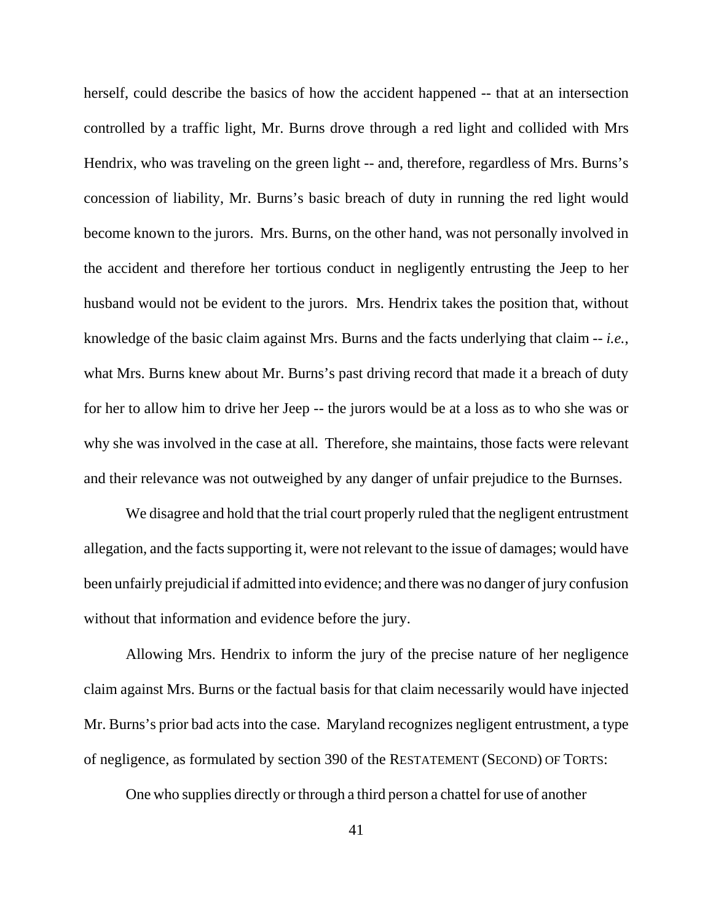herself, could describe the basics of how the accident happened -- that at an intersection controlled by a traffic light, Mr. Burns drove through a red light and collided with Mrs Hendrix, who was traveling on the green light -- and, therefore, regardless of Mrs. Burns's concession of liability, Mr. Burns's basic breach of duty in running the red light would become known to the jurors. Mrs. Burns, on the other hand, was not personally involved in the accident and therefore her tortious conduct in negligently entrusting the Jeep to her husband would not be evident to the jurors. Mrs. Hendrix takes the position that, without knowledge of the basic claim against Mrs. Burns and the facts underlying that claim -- *i.e.*, what Mrs. Burns knew about Mr. Burns's past driving record that made it a breach of duty for her to allow him to drive her Jeep -- the jurors would be at a loss as to who she was or why she was involved in the case at all. Therefore, she maintains, those facts were relevant and their relevance was not outweighed by any danger of unfair prejudice to the Burnses.

We disagree and hold that the trial court properly ruled that the negligent entrustment allegation, and the facts supporting it, were not relevant to the issue of damages; would have been unfairly prejudicial if admitted into evidence; and there was no danger of jury confusion without that information and evidence before the jury.

Allowing Mrs. Hendrix to inform the jury of the precise nature of her negligence claim against Mrs. Burns or the factual basis for that claim necessarily would have injected Mr. Burns's prior bad acts into the case. Maryland recognizes negligent entrustment, a type of negligence, as formulated by section 390 of the RESTATEMENT (SECOND) OF TORTS:

One who supplies directly or through a third person a chattel for use of another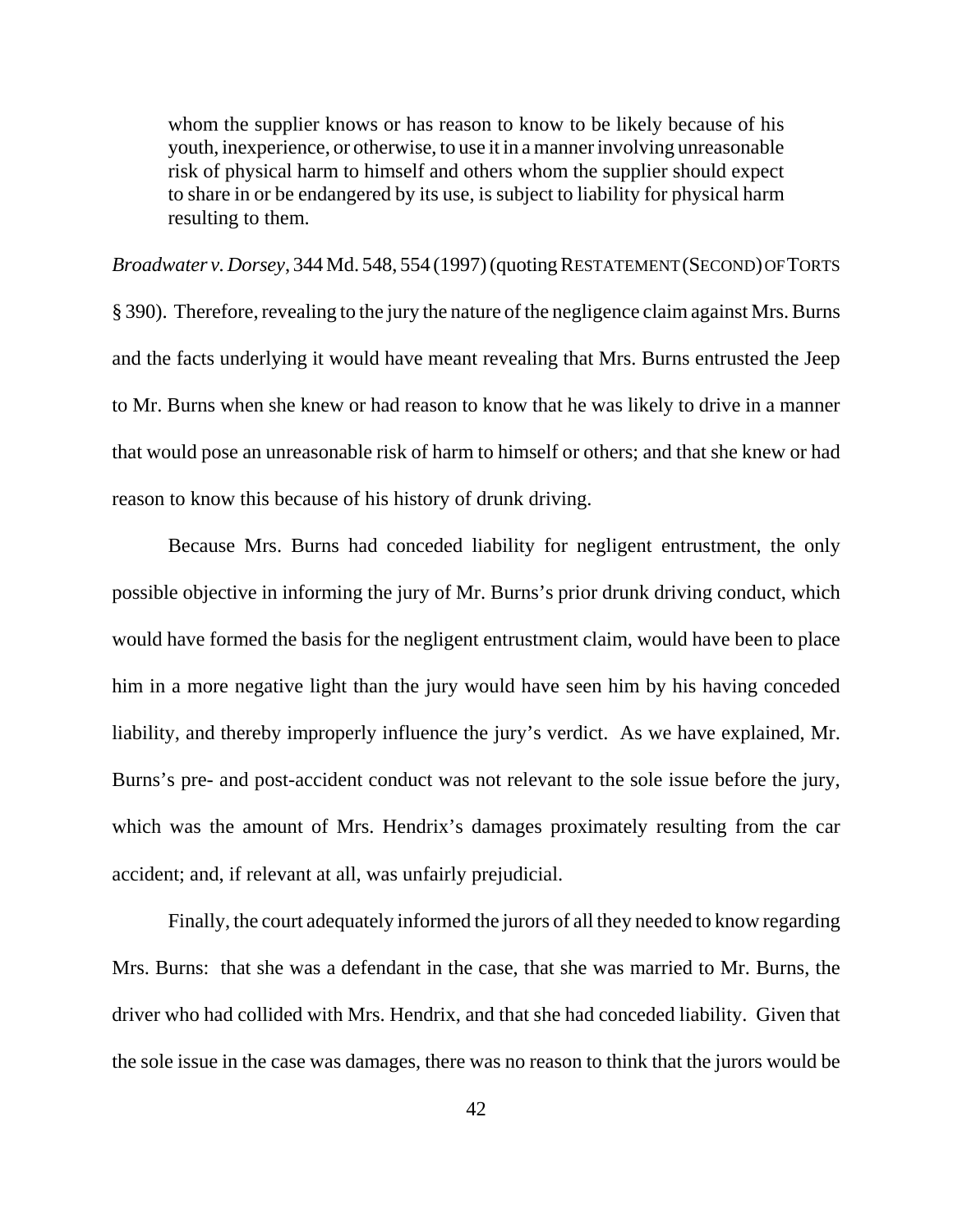> whom the supplier knows or has reason to know to be likely because of his youth, inexperience, or otherwise, to use it in a manner involving unreasonable risk of physical harm to himself and others whom the supplier should expect to share in or be endangered by its use, is subject to liability for physical harm resulting to them.

*Broadwater v. Dorsey*, 344 Md. 548, 554 (1997) (quoting RESTATEMENT (SECOND) OF TORTS § 390). Therefore, revealing to the jury the nature of the negligence claim against Mrs. Burns and the facts underlying it would have meant revealing that Mrs. Burns entrusted the Jeep to Mr. Burns when she knew or had reason to know that he was likely to drive in a manner that would pose an unreasonable risk of harm to himself or others; and that she knew or had reason to know this because of his history of drunk driving.

Because Mrs. Burns had conceded liability for negligent entrustment, the only possible objective in informing the jury of Mr. Burns's prior drunk driving conduct, which would have formed the basis for the negligent entrustment claim, would have been to place him in a more negative light than the jury would have seen him by his having conceded liability, and thereby improperly influence the jury's verdict. As we have explained, Mr. Burns's pre- and post-accident conduct was not relevant to the sole issue before the jury, which was the amount of Mrs. Hendrix's damages proximately resulting from the car accident; and, if relevant at all, was unfairly prejudicial.

Finally, the court adequately informed the jurors of all they needed to know regarding Mrs. Burns: that she was a defendant in the case, that she was married to Mr. Burns, the driver who had collided with Mrs. Hendrix, and that she had conceded liability. Given that the sole issue in the case was damages, there was no reason to think that the jurors would be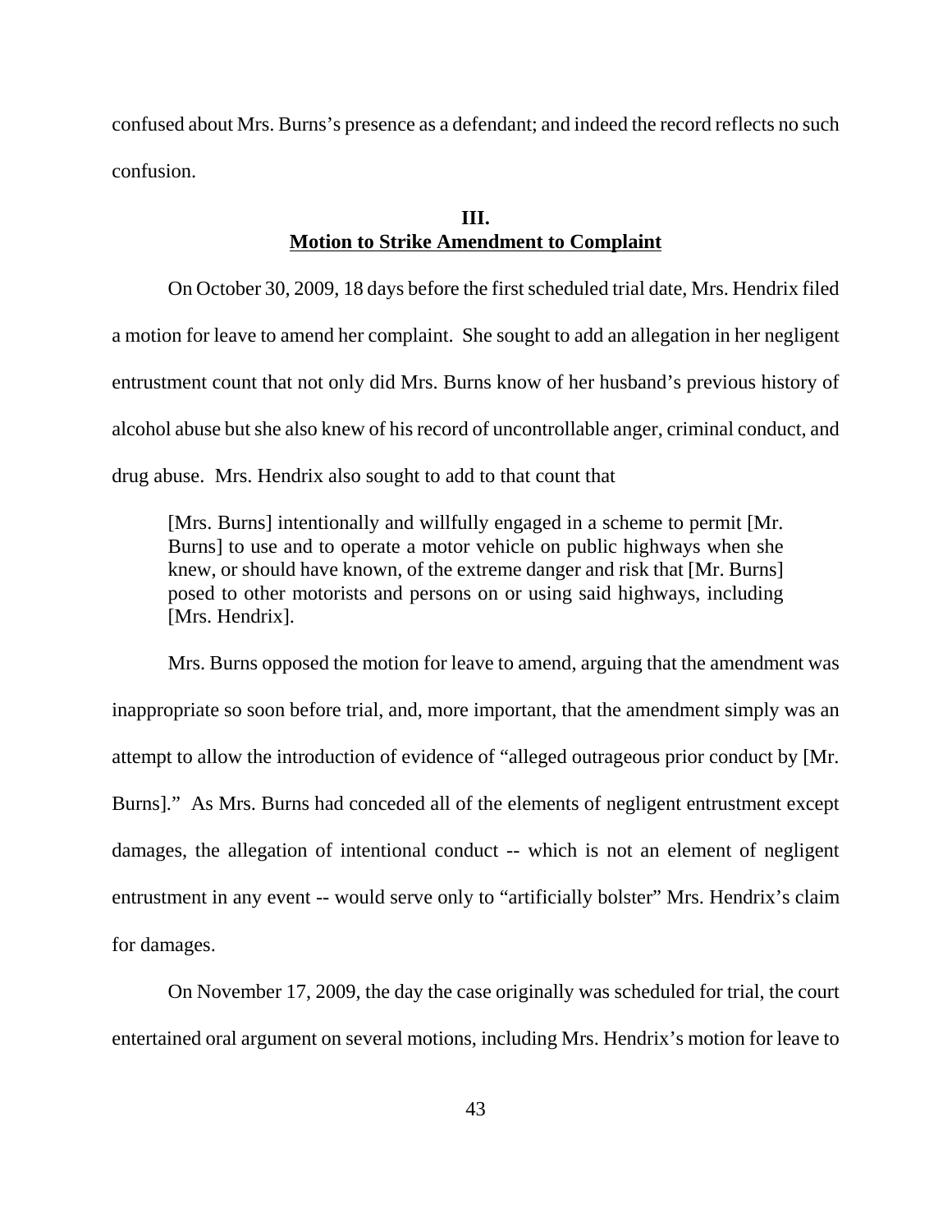confused about Mrs. Burns's presence as a defendant; and indeed the record reflects no such confusion.

## III.
## <u>Motion to Strike Amendment to Complaint</u>

On October 30, 2009, 18 days before the first scheduled trial date, Mrs. Hendrix filed a motion for leave to amend her complaint. She sought to add an allegation in her negligent entrustment count that not only did Mrs. Burns know of her husband's previous history of alcohol abuse but she also knew of his record of uncontrollable anger, criminal conduct, and drug abuse. Mrs. Hendrix also sought to add to that count that

> [Mrs. Burns] intentionally and willfully engaged in a scheme to permit [Mr. Burns] to use and to operate a motor vehicle on public highways when she knew, or should have known, of the extreme danger and risk that [Mr. Burns] posed to other motorists and persons on or using said highways, including [Mrs. Hendrix].

Mrs. Burns opposed the motion for leave to amend, arguing that the amendment was inappropriate so soon before trial, and, more important, that the amendment simply was an attempt to allow the introduction of evidence of "alleged outrageous prior conduct by [Mr. Burns]." As Mrs. Burns had conceded all of the elements of negligent entrustment except damages, the allegation of intentional conduct -- which is not an element of negligent entrustment in any event -- would serve only to "artificially bolster" Mrs. Hendrix's claim for damages.

On November 17, 2009, the day the case originally was scheduled for trial, the court entertained oral argument on several motions, including Mrs. Hendrix's motion for leave to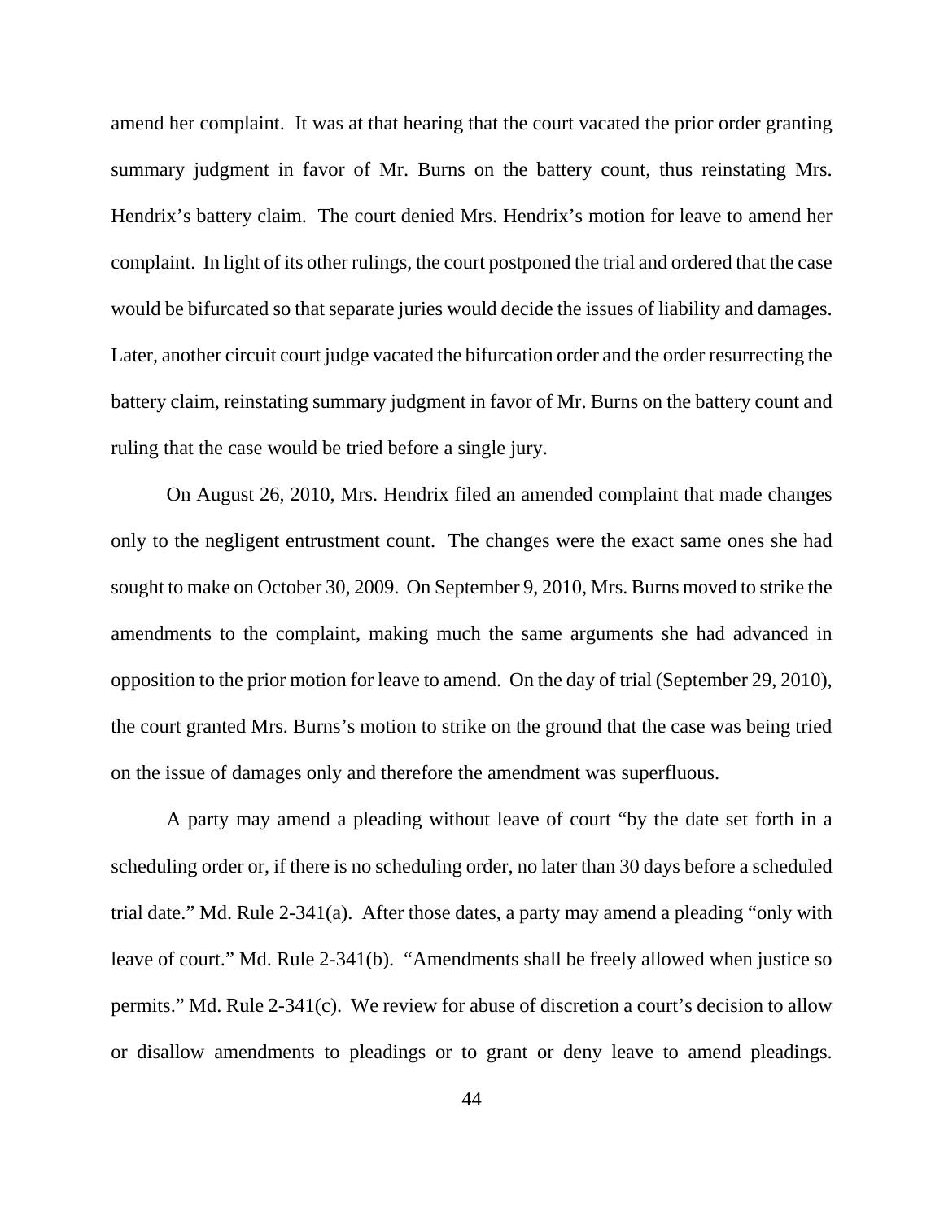amend her complaint. It was at that hearing that the court vacated the prior order granting summary judgment in favor of Mr. Burns on the battery count, thus reinstating Mrs. Hendrix's battery claim. The court denied Mrs. Hendrix's motion for leave to amend her complaint. In light of its other rulings, the court postponed the trial and ordered that the case would be bifurcated so that separate juries would decide the issues of liability and damages. Later, another circuit court judge vacated the bifurcation order and the order resurrecting the battery claim, reinstating summary judgment in favor of Mr. Burns on the battery count and ruling that the case would be tried before a single jury.

On August 26, 2010, Mrs. Hendrix filed an amended complaint that made changes only to the negligent entrustment count. The changes were the exact same ones she had sought to make on October 30, 2009. On September 9, 2010, Mrs. Burns moved to strike the amendments to the complaint, making much the same arguments she had advanced in opposition to the prior motion for leave to amend. On the day of trial (September 29, 2010), the court granted Mrs. Burns's motion to strike on the ground that the case was being tried on the issue of damages only and therefore the amendment was superfluous.

A party may amend a pleading without leave of court "by the date set forth in a scheduling order or, if there is no scheduling order, no later than 30 days before a scheduled trial date." Md. Rule 2-341(a). After those dates, a party may amend a pleading "only with leave of court." Md. Rule 2-341(b). "Amendments shall be freely allowed when justice so permits." Md. Rule 2-341(c). We review for abuse of discretion a court's decision to allow or disallow amendments to pleadings or to grant or deny leave to amend pleadings.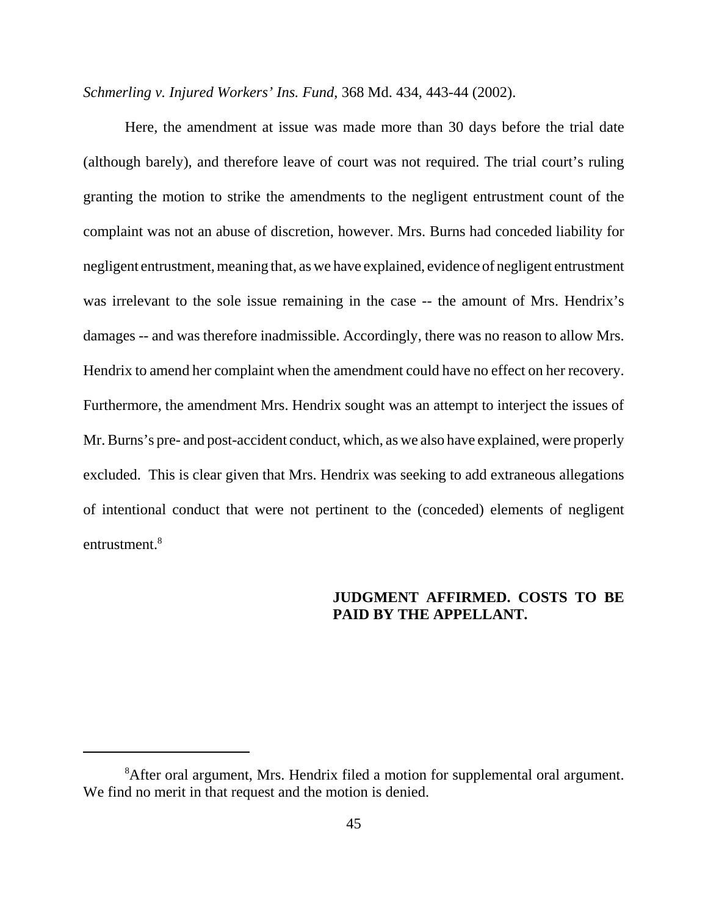*Schmerling v. Injured Workers' Ins. Fund*, 368 Md. 434, 443-44 (2002).

Here, the amendment at issue was made more than 30 days before the trial date (although barely), and therefore leave of court was not required. The trial court's ruling granting the motion to strike the amendments to the negligent entrustment count of the complaint was not an abuse of discretion, however. Mrs. Burns had conceded liability for negligent entrustment, meaning that, as we have explained, evidence of negligent entrustment was irrelevant to the sole issue remaining in the case -- the amount of Mrs. Hendrix's damages -- and was therefore inadmissible. Accordingly, there was no reason to allow Mrs. Hendrix to amend her complaint when the amendment could have no effect on her recovery. Furthermore, the amendment Mrs. Hendrix sought was an attempt to interject the issues of Mr. Burns's pre- and post-accident conduct, which, as we also have explained, were properly excluded. This is clear given that Mrs. Hendrix was seeking to add extraneous allegations of intentional conduct that were not pertinent to the (conceded) elements of negligent entrustment.[8]

**JUDGMENT AFFIRMED. COSTS TO BE PAID BY THE APPELLANT.**

---

[8]After oral argument, Mrs. Hendrix filed a motion for supplemental oral argument. We find no merit in that request and the motion is denied.